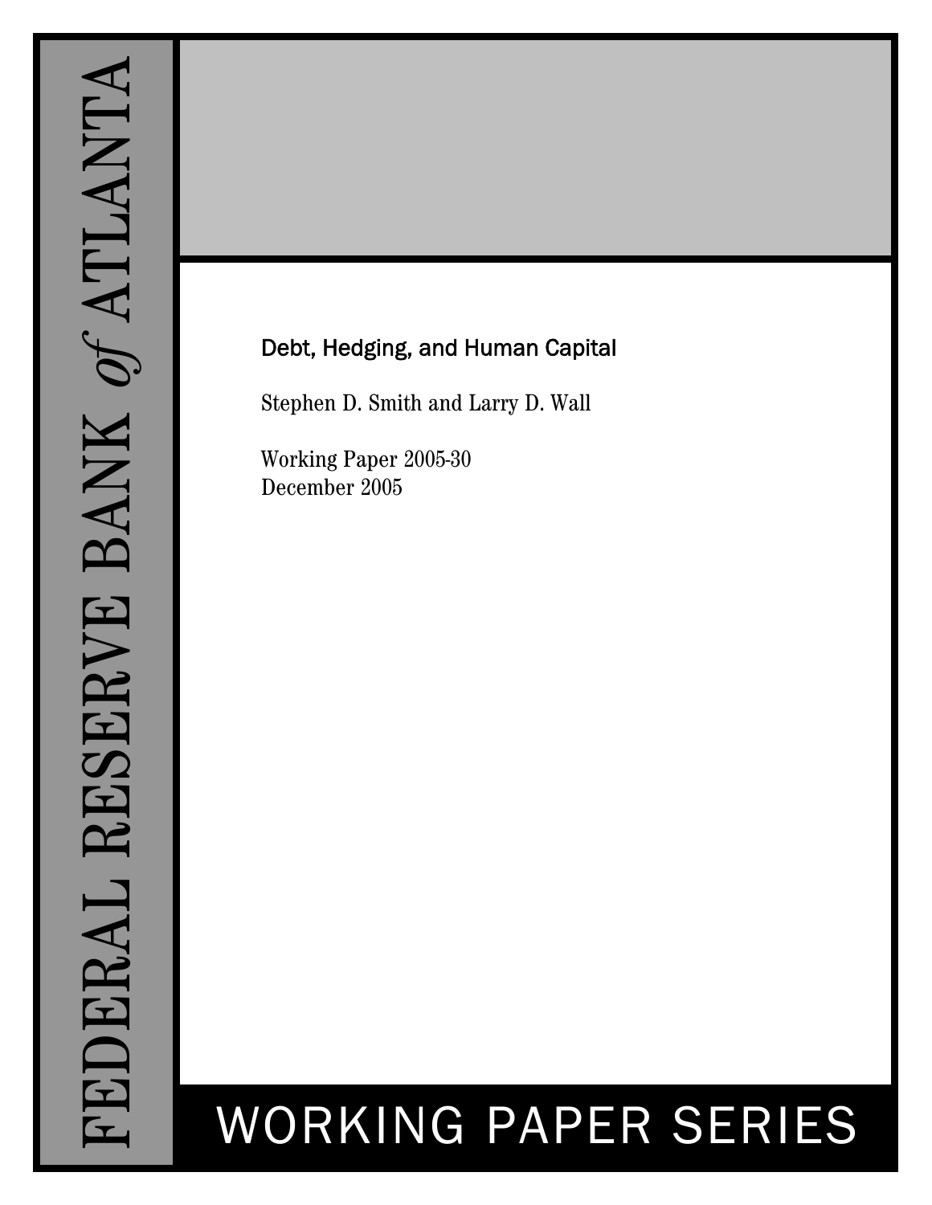FEDERAL RESERVE BANK *of* ATLANTA

# Debt, Hedging, and Human Capital

Stephen D. Smith and Larry D. Wall

Working Paper 2005-30
December 2005

WORKING PAPER SERIES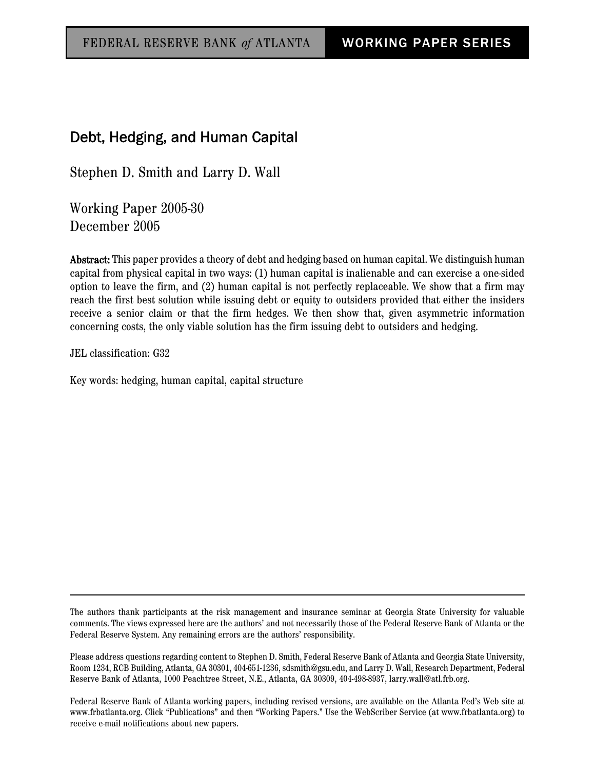FEDERAL RESERVE BANK *of* ATLANTA | WORKING PAPER SERIES

# Debt, Hedging, and Human Capital

Stephen D. Smith and Larry D. Wall

Working Paper 2005-30
December 2005

**Abstract:** This paper provides a theory of debt and hedging based on human capital. We distinguish human capital from physical capital in two ways: (1) human capital is inalienable and can exercise a one-sided option to leave the firm, and (2) human capital is not perfectly replaceable. We show that a firm may reach the first best solution while issuing debt or equity to outsiders provided that either the insiders receive a senior claim or that the firm hedges. We then show that, given asymmetric information concerning costs, the only viable solution has the firm issuing debt to outsiders and hedging.

JEL classification: G32

Key words: hedging, human capital, capital structure

---

The authors thank participants at the risk management and insurance seminar at Georgia State University for valuable comments. The views expressed here are the authors' and not necessarily those of the Federal Reserve Bank of Atlanta or the Federal Reserve System. Any remaining errors are the authors' responsibility.

Please address questions regarding content to Stephen D. Smith, Federal Reserve Bank of Atlanta and Georgia State University, Room 1234, RCB Building, Atlanta, GA 30301, 404-651-1236, sdsmith@gsu.edu, and Larry D. Wall, Research Department, Federal Reserve Bank of Atlanta, 1000 Peachtree Street, N.E., Atlanta, GA 30309, 404-498-8937, larry.wall@atl.frb.org.

Federal Reserve Bank of Atlanta working papers, including revised versions, are available on the Atlanta Fed's Web site at www.frbatlanta.org. Click "Publications" and then "Working Papers." Use the WebScriber Service (at www.frbatlanta.org) to receive e-mail notifications about new papers.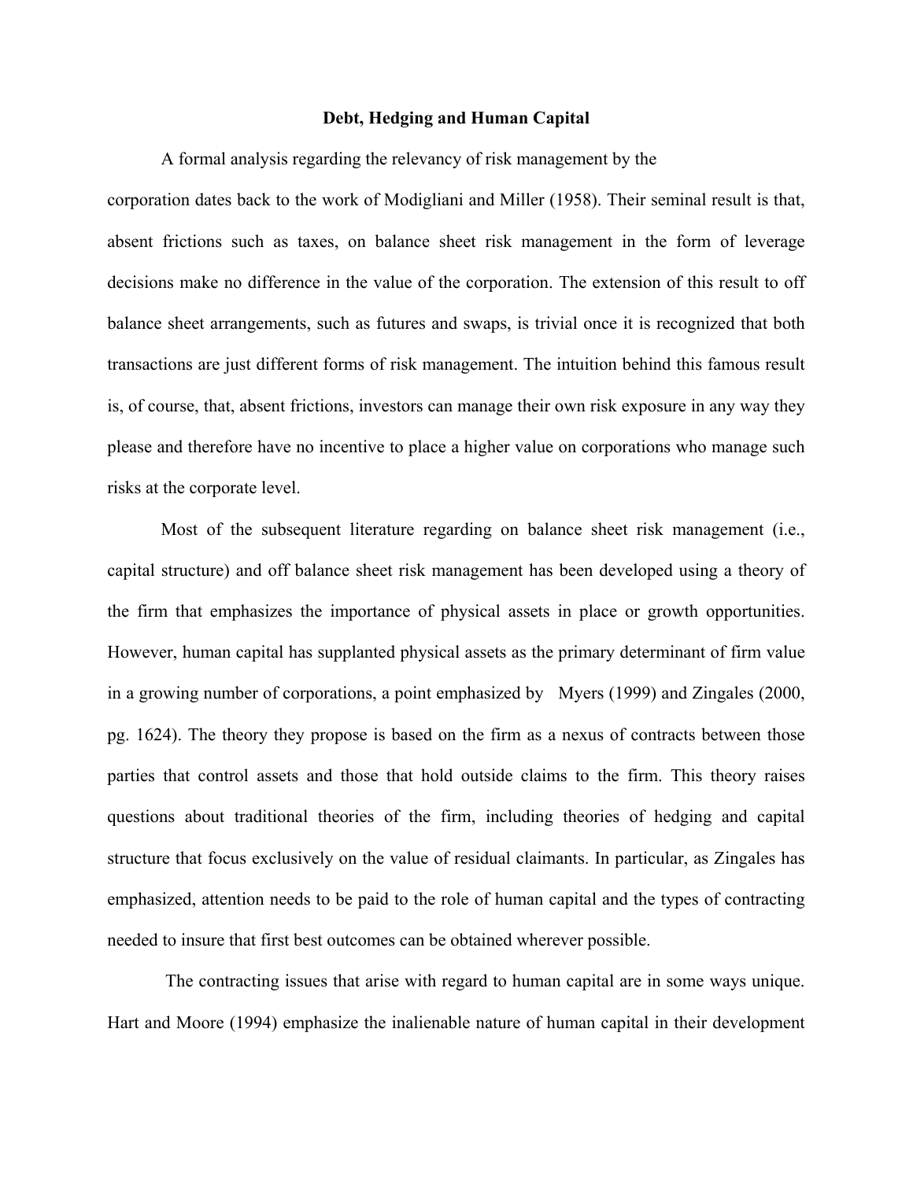**Debt, Hedging and Human Capital**

A formal analysis regarding the relevancy of risk management by the corporation dates back to the work of Modigliani and Miller (1958). Their seminal result is that, absent frictions such as taxes, on balance sheet risk management in the form of leverage decisions make no difference in the value of the corporation. The extension of this result to off balance sheet arrangements, such as futures and swaps, is trivial once it is recognized that both transactions are just different forms of risk management. The intuition behind this famous result is, of course, that, absent frictions, investors can manage their own risk exposure in any way they please and therefore have no incentive to place a higher value on corporations who manage such risks at the corporate level.

Most of the subsequent literature regarding on balance sheet risk management (i.e., capital structure) and off balance sheet risk management has been developed using a theory of the firm that emphasizes the importance of physical assets in place or growth opportunities. However, human capital has supplanted physical assets as the primary determinant of firm value in a growing number of corporations, a point emphasized by Myers (1999) and Zingales (2000, pg. 1624). The theory they propose is based on the firm as a nexus of contracts between those parties that control assets and those that hold outside claims to the firm. This theory raises questions about traditional theories of the firm, including theories of hedging and capital structure that focus exclusively on the value of residual claimants. In particular, as Zingales has emphasized, attention needs to be paid to the role of human capital and the types of contracting needed to insure that first best outcomes can be obtained wherever possible.

The contracting issues that arise with regard to human capital are in some ways unique. Hart and Moore (1994) emphasize the inalienable nature of human capital in their development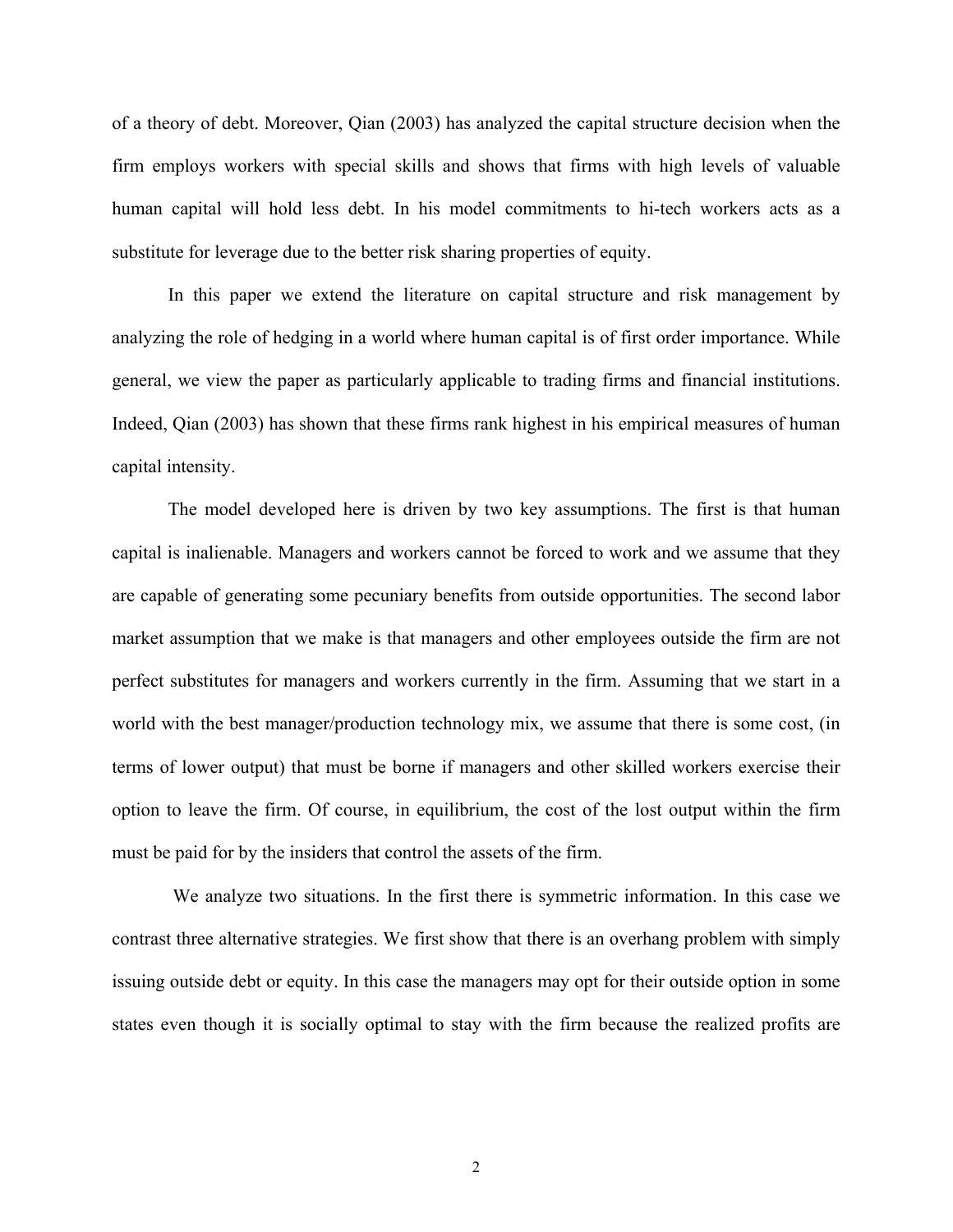of a theory of debt. Moreover, Qian (2003) has analyzed the capital structure decision when the firm employs workers with special skills and shows that firms with high levels of valuable human capital will hold less debt. In his model commitments to hi-tech workers acts as a substitute for leverage due to the better risk sharing properties of equity.

In this paper we extend the literature on capital structure and risk management by analyzing the role of hedging in a world where human capital is of first order importance. While general, we view the paper as particularly applicable to trading firms and financial institutions. Indeed, Qian (2003) has shown that these firms rank highest in his empirical measures of human capital intensity.

The model developed here is driven by two key assumptions. The first is that human capital is inalienable. Managers and workers cannot be forced to work and we assume that they are capable of generating some pecuniary benefits from outside opportunities. The second labor market assumption that we make is that managers and other employees outside the firm are not perfect substitutes for managers and workers currently in the firm. Assuming that we start in a world with the best manager/production technology mix, we assume that there is some cost, (in terms of lower output) that must be borne if managers and other skilled workers exercise their option to leave the firm. Of course, in equilibrium, the cost of the lost output within the firm must be paid for by the insiders that control the assets of the firm.

We analyze two situations. In the first there is symmetric information. In this case we contrast three alternative strategies. We first show that there is an overhang problem with simply issuing outside debt or equity. In this case the managers may opt for their outside option in some states even though it is socially optimal to stay with the firm because the realized profits are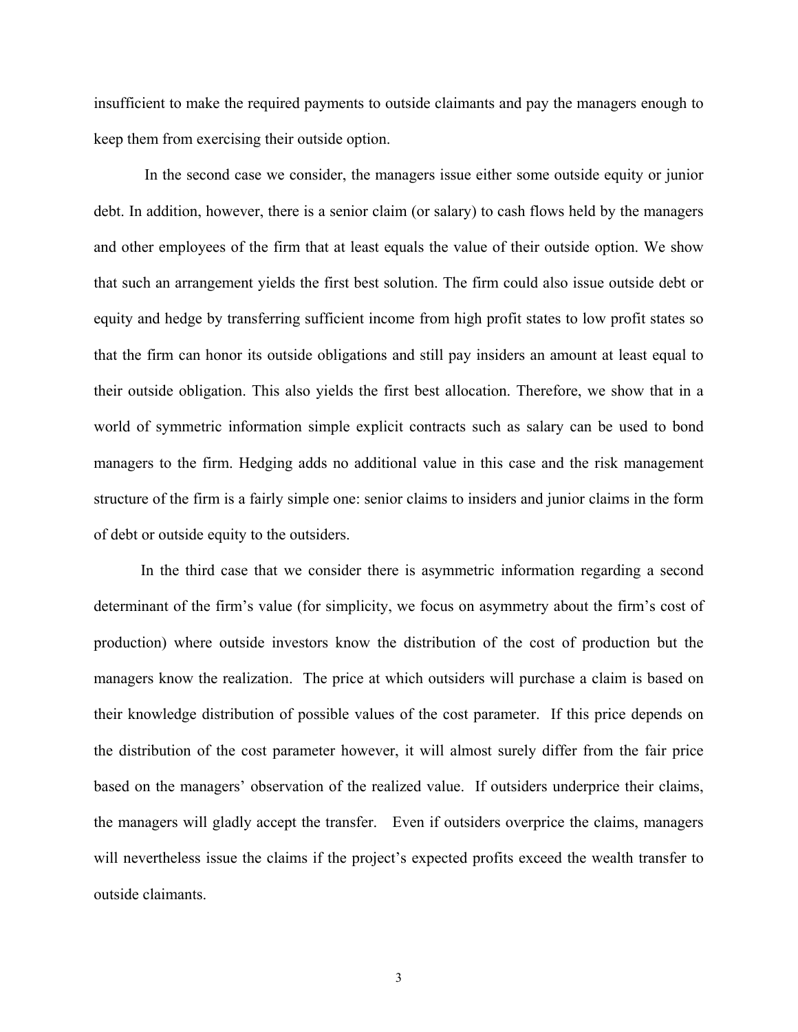insufficient to make the required payments to outside claimants and pay the managers enough to keep them from exercising their outside option.

In the second case we consider, the managers issue either some outside equity or junior debt. In addition, however, there is a senior claim (or salary) to cash flows held by the managers and other employees of the firm that at least equals the value of their outside option. We show that such an arrangement yields the first best solution. The firm could also issue outside debt or equity and hedge by transferring sufficient income from high profit states to low profit states so that the firm can honor its outside obligations and still pay insiders an amount at least equal to their outside obligation. This also yields the first best allocation. Therefore, we show that in a world of symmetric information simple explicit contracts such as salary can be used to bond managers to the firm. Hedging adds no additional value in this case and the risk management structure of the firm is a fairly simple one: senior claims to insiders and junior claims in the form of debt or outside equity to the outsiders.

In the third case that we consider there is asymmetric information regarding a second determinant of the firm's value (for simplicity, we focus on asymmetry about the firm's cost of production) where outside investors know the distribution of the cost of production but the managers know the realization. The price at which outsiders will purchase a claim is based on their knowledge distribution of possible values of the cost parameter. If this price depends on the distribution of the cost parameter however, it will almost surely differ from the fair price based on the managers' observation of the realized value. If outsiders underprice their claims, the managers will gladly accept the transfer. Even if outsiders overprice the claims, managers will nevertheless issue the claims if the project's expected profits exceed the wealth transfer to outside claimants.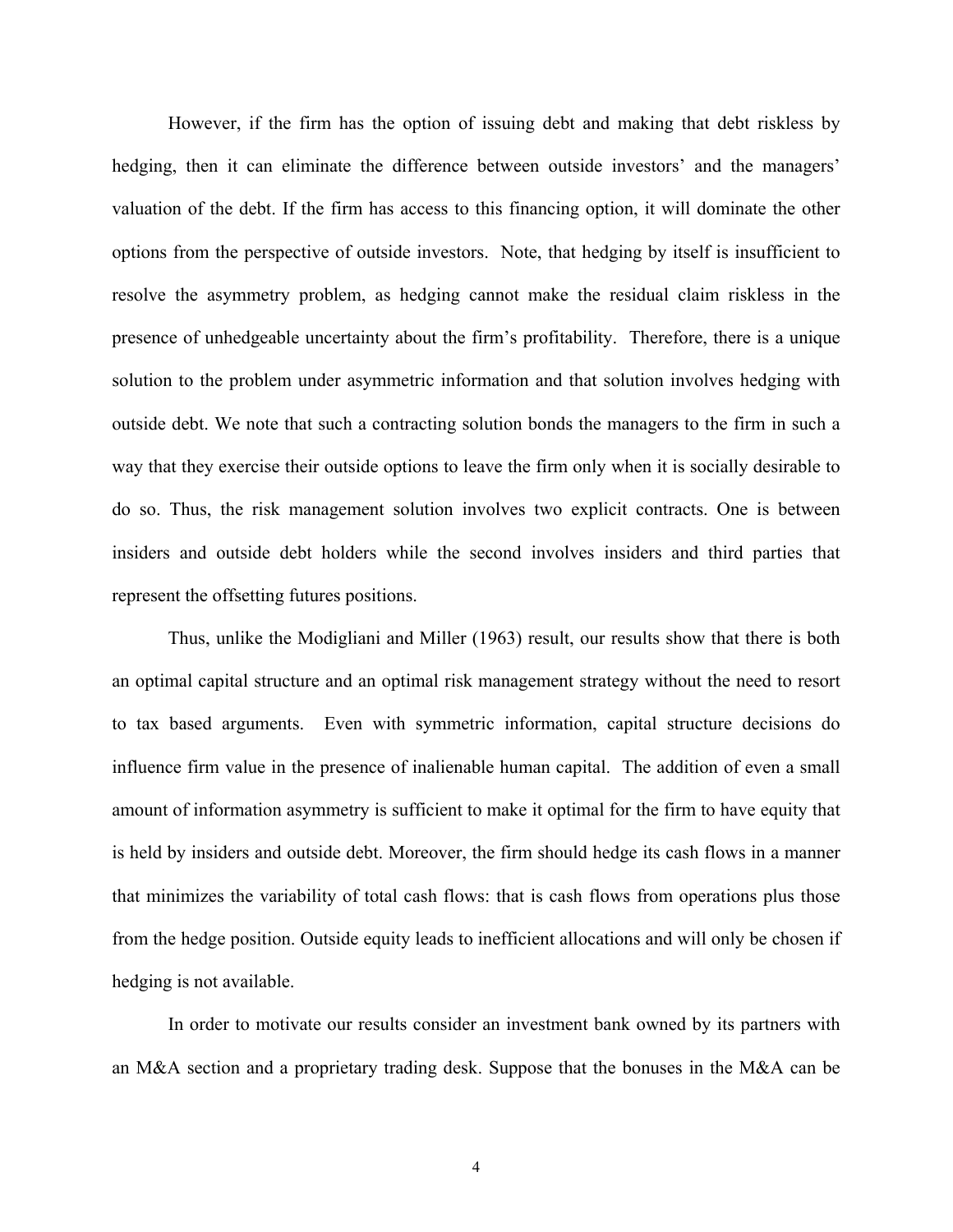However, if the firm has the option of issuing debt and making that debt riskless by hedging, then it can eliminate the difference between outside investors' and the managers' valuation of the debt. If the firm has access to this financing option, it will dominate the other options from the perspective of outside investors. Note, that hedging by itself is insufficient to resolve the asymmetry problem, as hedging cannot make the residual claim riskless in the presence of unhedgeable uncertainty about the firm's profitability. Therefore, there is a unique solution to the problem under asymmetric information and that solution involves hedging with outside debt. We note that such a contracting solution bonds the managers to the firm in such a way that they exercise their outside options to leave the firm only when it is socially desirable to do so. Thus, the risk management solution involves two explicit contracts. One is between insiders and outside debt holders while the second involves insiders and third parties that represent the offsetting futures positions.

Thus, unlike the Modigliani and Miller (1963) result, our results show that there is both an optimal capital structure and an optimal risk management strategy without the need to resort to tax based arguments. Even with symmetric information, capital structure decisions do influence firm value in the presence of inalienable human capital. The addition of even a small amount of information asymmetry is sufficient to make it optimal for the firm to have equity that is held by insiders and outside debt. Moreover, the firm should hedge its cash flows in a manner that minimizes the variability of total cash flows: that is cash flows from operations plus those from the hedge position. Outside equity leads to inefficient allocations and will only be chosen if hedging is not available.

In order to motivate our results consider an investment bank owned by its partners with an M&A section and a proprietary trading desk. Suppose that the bonuses in the M&A can be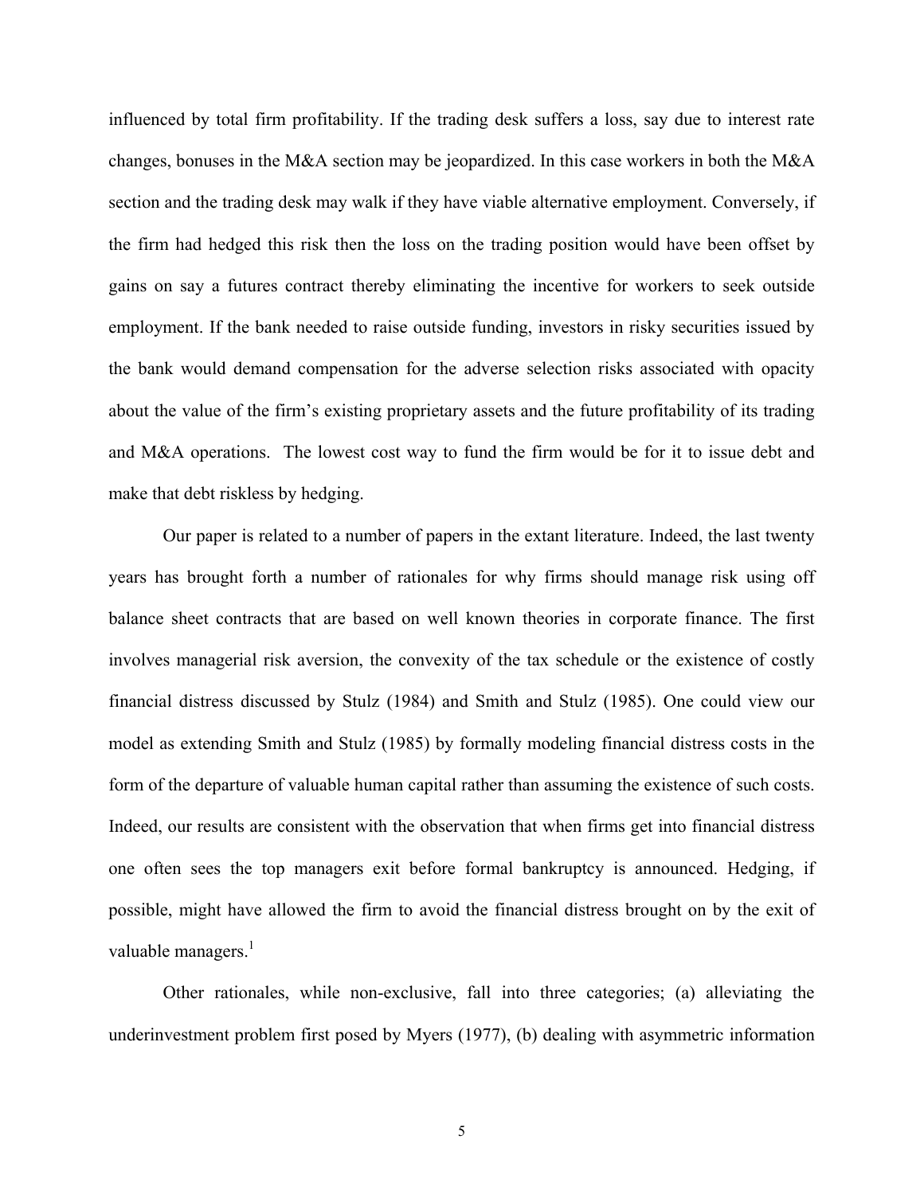influenced by total firm profitability. If the trading desk suffers a loss, say due to interest rate changes, bonuses in the M&A section may be jeopardized. In this case workers in both the M&A section and the trading desk may walk if they have viable alternative employment. Conversely, if the firm had hedged this risk then the loss on the trading position would have been offset by gains on say a futures contract thereby eliminating the incentive for workers to seek outside employment. If the bank needed to raise outside funding, investors in risky securities issued by the bank would demand compensation for the adverse selection risks associated with opacity about the value of the firm's existing proprietary assets and the future profitability of its trading and M&A operations. The lowest cost way to fund the firm would be for it to issue debt and make that debt riskless by hedging.

Our paper is related to a number of papers in the extant literature. Indeed, the last twenty years has brought forth a number of rationales for why firms should manage risk using off balance sheet contracts that are based on well known theories in corporate finance. The first involves managerial risk aversion, the convexity of the tax schedule or the existence of costly financial distress discussed by Stulz (1984) and Smith and Stulz (1985). One could view our model as extending Smith and Stulz (1985) by formally modeling financial distress costs in the form of the departure of valuable human capital rather than assuming the existence of such costs. Indeed, our results are consistent with the observation that when firms get into financial distress one often sees the top managers exit before formal bankruptcy is announced. Hedging, if possible, might have allowed the firm to avoid the financial distress brought on by the exit of valuable managers.[1]

Other rationales, while non-exclusive, fall into three categories; (a) alleviating the underinvestment problem first posed by Myers (1977), (b) dealing with asymmetric information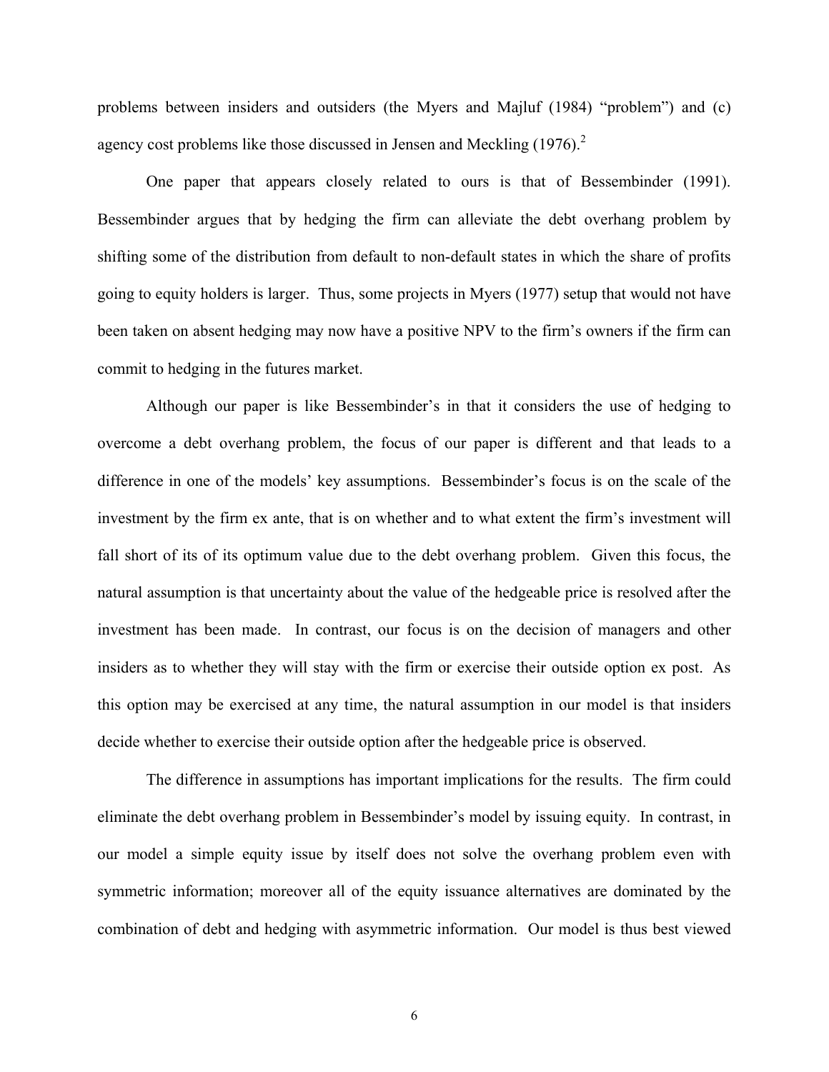problems between insiders and outsiders (the Myers and Majluf (1984) "problem") and (c) agency cost problems like those discussed in Jensen and Meckling (1976).[2]

One paper that appears closely related to ours is that of Bessembinder (1991). Bessembinder argues that by hedging the firm can alleviate the debt overhang problem by shifting some of the distribution from default to non-default states in which the share of profits going to equity holders is larger. Thus, some projects in Myers (1977) setup that would not have been taken on absent hedging may now have a positive NPV to the firm's owners if the firm can commit to hedging in the futures market.

Although our paper is like Bessembinder's in that it considers the use of hedging to overcome a debt overhang problem, the focus of our paper is different and that leads to a difference in one of the models' key assumptions. Bessembinder's focus is on the scale of the investment by the firm ex ante, that is on whether and to what extent the firm's investment will fall short of its of its optimum value due to the debt overhang problem. Given this focus, the natural assumption is that uncertainty about the value of the hedgeable price is resolved after the investment has been made. In contrast, our focus is on the decision of managers and other insiders as to whether they will stay with the firm or exercise their outside option ex post. As this option may be exercised at any time, the natural assumption in our model is that insiders decide whether to exercise their outside option after the hedgeable price is observed.

The difference in assumptions has important implications for the results. The firm could eliminate the debt overhang problem in Bessembinder's model by issuing equity. In contrast, in our model a simple equity issue by itself does not solve the overhang problem even with symmetric information; moreover all of the equity issuance alternatives are dominated by the combination of debt and hedging with asymmetric information. Our model is thus best viewed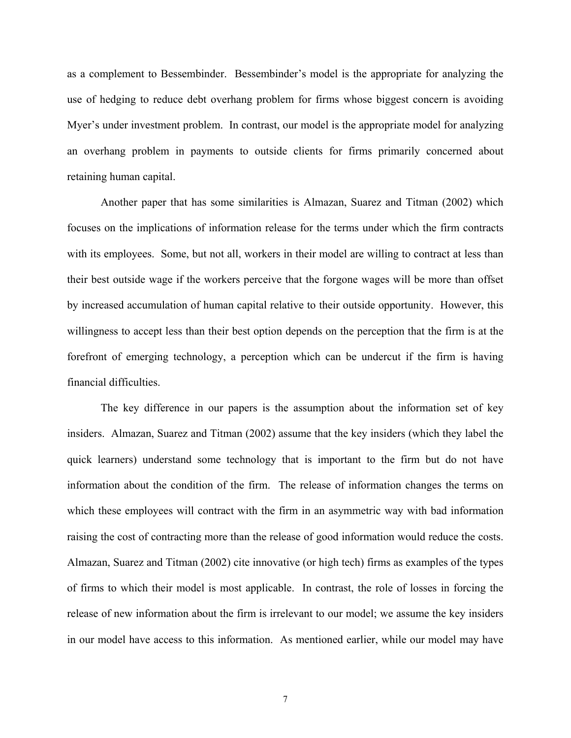as a complement to Bessembinder. Bessembinder's model is the appropriate for analyzing the use of hedging to reduce debt overhang problem for firms whose biggest concern is avoiding Myer's under investment problem. In contrast, our model is the appropriate model for analyzing an overhang problem in payments to outside clients for firms primarily concerned about retaining human capital.

Another paper that has some similarities is Almazan, Suarez and Titman (2002) which focuses on the implications of information release for the terms under which the firm contracts with its employees. Some, but not all, workers in their model are willing to contract at less than their best outside wage if the workers perceive that the forgone wages will be more than offset by increased accumulation of human capital relative to their outside opportunity. However, this willingness to accept less than their best option depends on the perception that the firm is at the forefront of emerging technology, a perception which can be undercut if the firm is having financial difficulties.

The key difference in our papers is the assumption about the information set of key insiders. Almazan, Suarez and Titman (2002) assume that the key insiders (which they label the quick learners) understand some technology that is important to the firm but do not have information about the condition of the firm. The release of information changes the terms on which these employees will contract with the firm in an asymmetric way with bad information raising the cost of contracting more than the release of good information would reduce the costs. Almazan, Suarez and Titman (2002) cite innovative (or high tech) firms as examples of the types of firms to which their model is most applicable. In contrast, the role of losses in forcing the release of new information about the firm is irrelevant to our model; we assume the key insiders in our model have access to this information. As mentioned earlier, while our model may have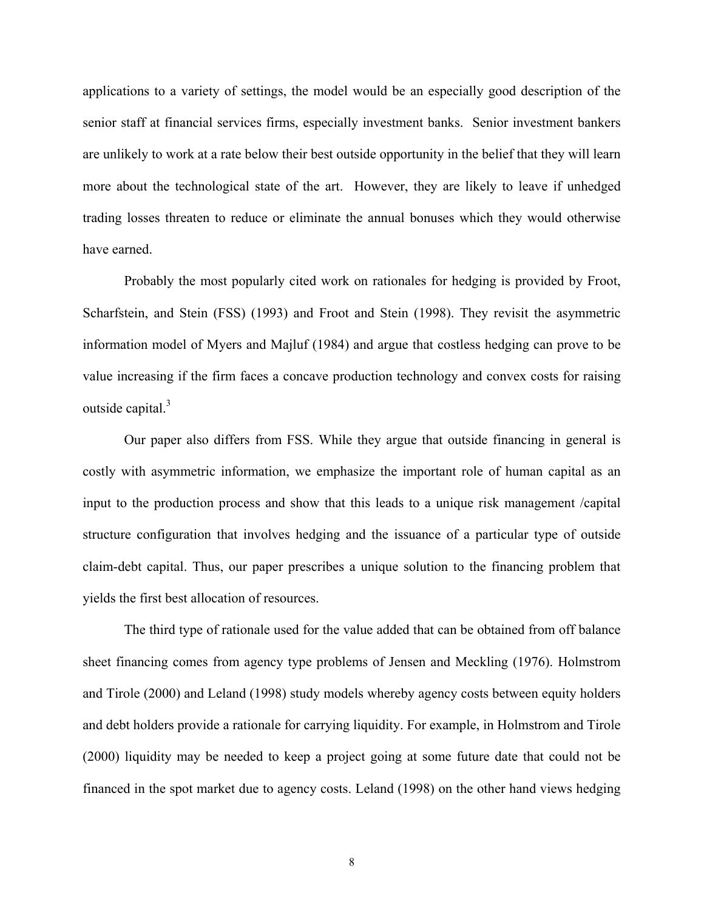applications to a variety of settings, the model would be an especially good description of the senior staff at financial services firms, especially investment banks. Senior investment bankers are unlikely to work at a rate below their best outside opportunity in the belief that they will learn more about the technological state of the art. However, they are likely to leave if unhedged trading losses threaten to reduce or eliminate the annual bonuses which they would otherwise have earned.

Probably the most popularly cited work on rationales for hedging is provided by Froot, Scharfstein, and Stein (FSS) (1993) and Froot and Stein (1998). They revisit the asymmetric information model of Myers and Majluf (1984) and argue that costless hedging can prove to be value increasing if the firm faces a concave production technology and convex costs for raising outside capital.[3]

Our paper also differs from FSS. While they argue that outside financing in general is costly with asymmetric information, we emphasize the important role of human capital as an input to the production process and show that this leads to a unique risk management /capital structure configuration that involves hedging and the issuance of a particular type of outside claim-debt capital. Thus, our paper prescribes a unique solution to the financing problem that yields the first best allocation of resources.

The third type of rationale used for the value added that can be obtained from off balance sheet financing comes from agency type problems of Jensen and Meckling (1976). Holmstrom and Tirole (2000) and Leland (1998) study models whereby agency costs between equity holders and debt holders provide a rationale for carrying liquidity. For example, in Holmstrom and Tirole (2000) liquidity may be needed to keep a project going at some future date that could not be financed in the spot market due to agency costs. Leland (1998) on the other hand views hedging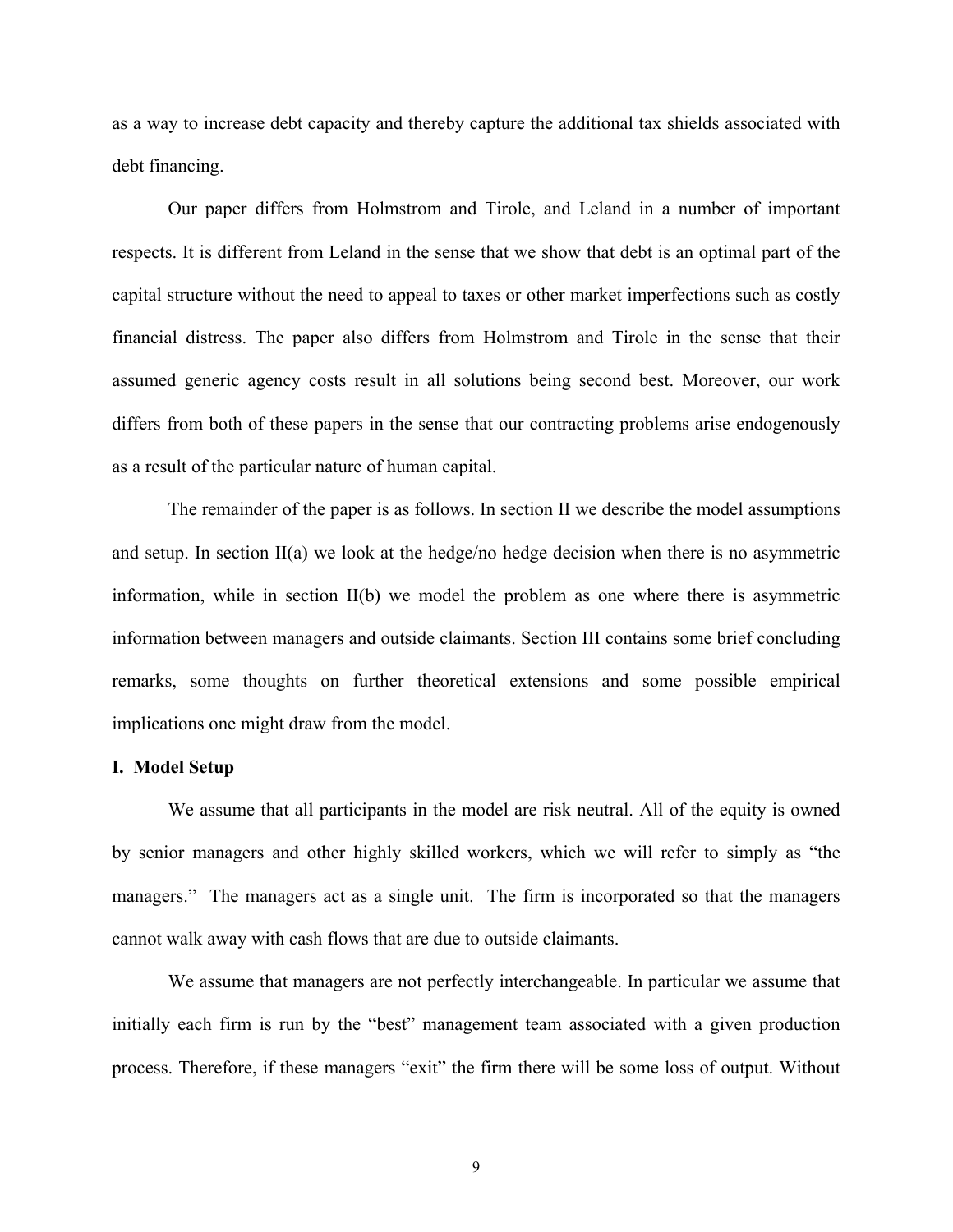as a way to increase debt capacity and thereby capture the additional tax shields associated with debt financing.

Our paper differs from Holmstrom and Tirole, and Leland in a number of important respects. It is different from Leland in the sense that we show that debt is an optimal part of the capital structure without the need to appeal to taxes or other market imperfections such as costly financial distress. The paper also differs from Holmstrom and Tirole in the sense that their assumed generic agency costs result in all solutions being second best. Moreover, our work differs from both of these papers in the sense that our contracting problems arise endogenously as a result of the particular nature of human capital.

The remainder of the paper is as follows. In section II we describe the model assumptions and setup. In section II(a) we look at the hedge/no hedge decision when there is no asymmetric information, while in section II(b) we model the problem as one where there is asymmetric information between managers and outside claimants. Section III contains some brief concluding remarks, some thoughts on further theoretical extensions and some possible empirical implications one might draw from the model.

## I. Model Setup

We assume that all participants in the model are risk neutral. All of the equity is owned by senior managers and other highly skilled workers, which we will refer to simply as "the managers." The managers act as a single unit. The firm is incorporated so that the managers cannot walk away with cash flows that are due to outside claimants.

We assume that managers are not perfectly interchangeable. In particular we assume that initially each firm is run by the "best" management team associated with a given production process. Therefore, if these managers "exit" the firm there will be some loss of output. Without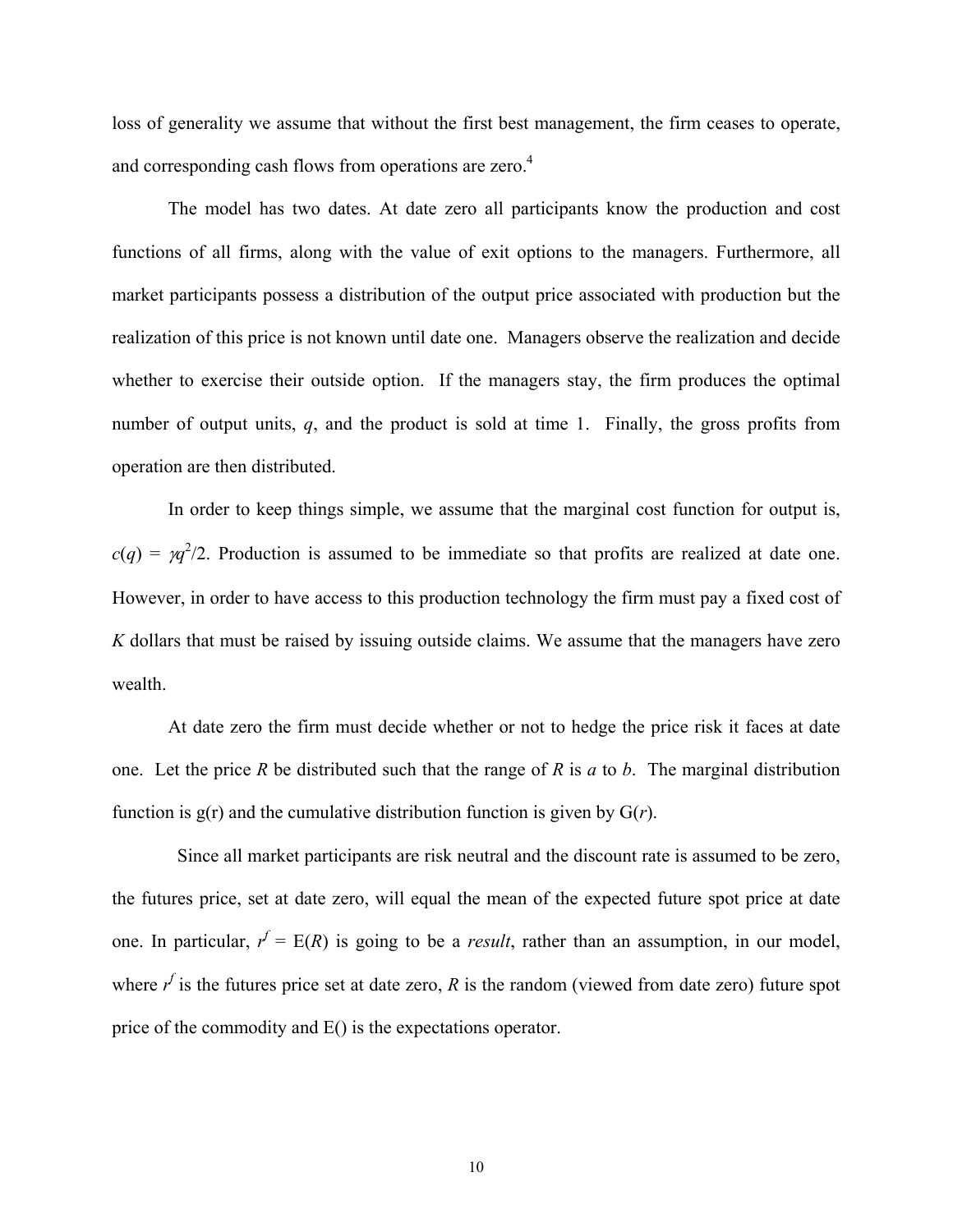loss of generality we assume that without the first best management, the firm ceases to operate, and corresponding cash flows from operations are zero.[4]

The model has two dates. At date zero all participants know the production and cost functions of all firms, along with the value of exit options to the managers. Furthermore, all market participants possess a distribution of the output price associated with production but the realization of this price is not known until date one. Managers observe the realization and decide whether to exercise their outside option. If the managers stay, the firm produces the optimal number of output units, $q$, and the product is sold at time 1. Finally, the gross profits from operation are then distributed.

In order to keep things simple, we assume that the marginal cost function for output is, $c(q) = \gamma q^2/2$. Production is assumed to be immediate so that profits are realized at date one. However, in order to have access to this production technology the firm must pay a fixed cost of $K$ dollars that must be raised by issuing outside claims. We assume that the managers have zero wealth.

At date zero the firm must decide whether or not to hedge the price risk it faces at date one. Let the price $R$ be distributed such that the range of $R$ is $a$ to $b$. The marginal distribution function is g(r) and the cumulative distribution function is given by G($r$).

Since all market participants are risk neutral and the discount rate is assumed to be zero, the futures price, set at date zero, will equal the mean of the expected future spot price at date one. In particular, $r^f = E(R)$ is going to be a *result*, rather than an assumption, in our model, where $r^f$ is the futures price set at date zero, $R$ is the random (viewed from date zero) future spot price of the commodity and E() is the expectations operator.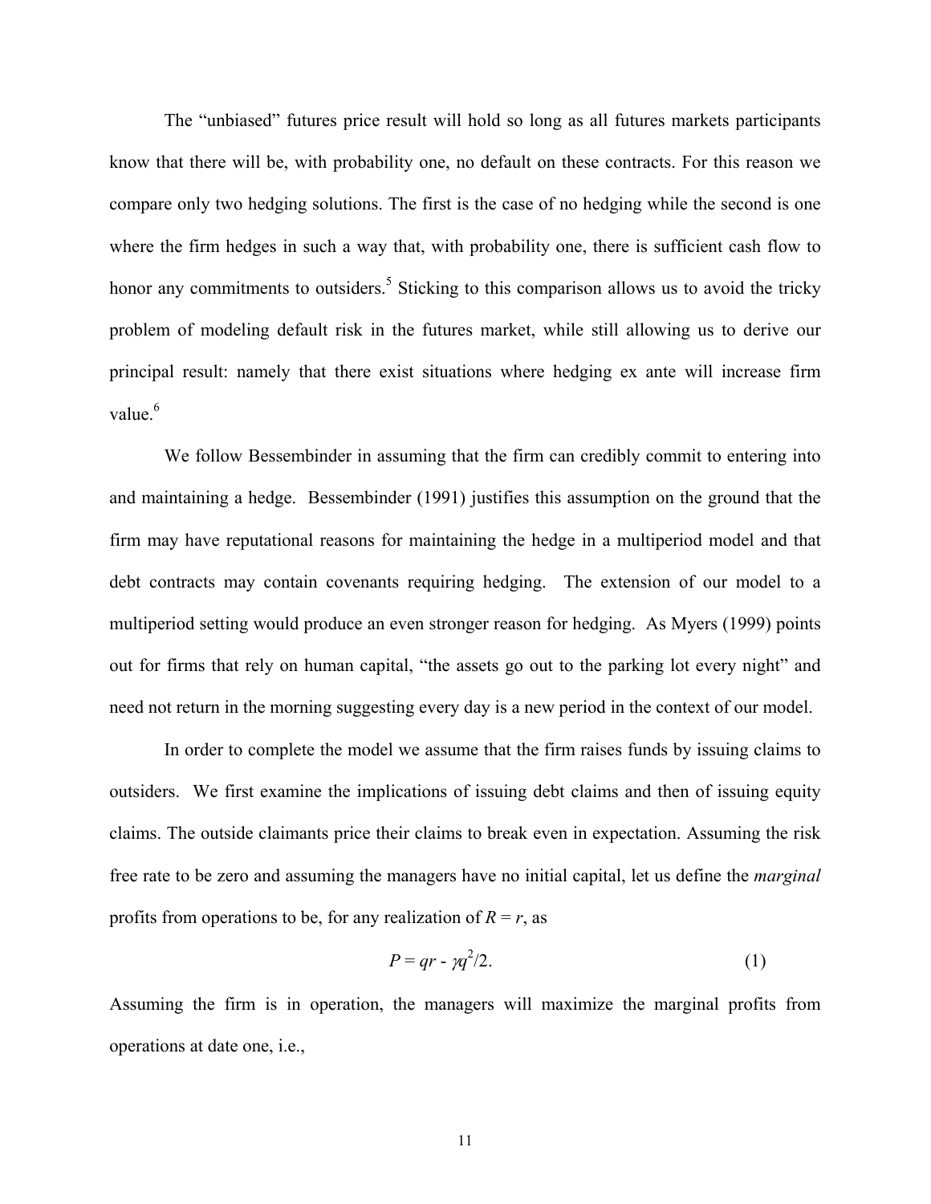The "unbiased" futures price result will hold so long as all futures markets participants know that there will be, with probability one, no default on these contracts. For this reason we compare only two hedging solutions. The first is the case of no hedging while the second is one where the firm hedges in such a way that, with probability one, there is sufficient cash flow to honor any commitments to outsiders.[5] Sticking to this comparison allows us to avoid the tricky problem of modeling default risk in the futures market, while still allowing us to derive our principal result: namely that there exist situations where hedging ex ante will increase firm value.[6]

We follow Bessembinder in assuming that the firm can credibly commit to entering into and maintaining a hedge. Bessembinder (1991) justifies this assumption on the ground that the firm may have reputational reasons for maintaining the hedge in a multiperiod model and that debt contracts may contain covenants requiring hedging. The extension of our model to a multiperiod setting would produce an even stronger reason for hedging. As Myers (1999) points out for firms that rely on human capital, "the assets go out to the parking lot every night" and need not return in the morning suggesting every day is a new period in the context of our model.

In order to complete the model we assume that the firm raises funds by issuing claims to outsiders. We first examine the implications of issuing debt claims and then of issuing equity claims. The outside claimants price their claims to break even in expectation. Assuming the risk free rate to be zero and assuming the managers have no initial capital, let us define the *marginal* profits from operations to be, for any realization of $R = r$, as

$$P = qr - \gamma q^2/2. \qquad (1)$$

Assuming the firm is in operation, the managers will maximize the marginal profits from operations at date one, i.e.,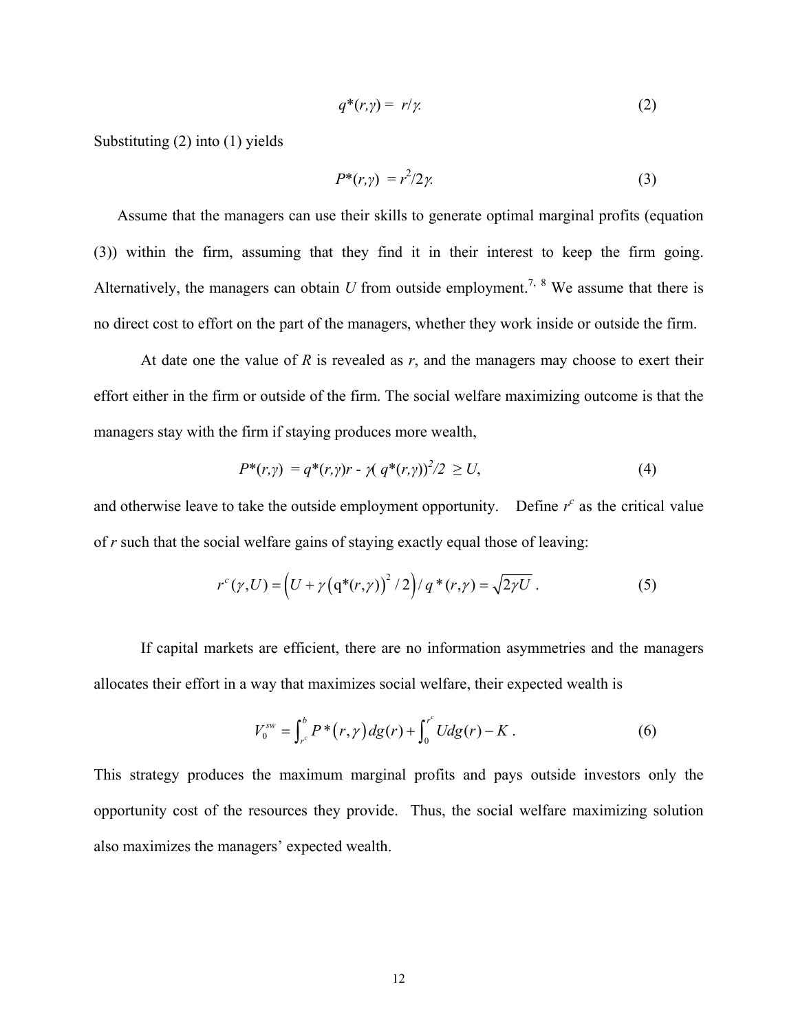$$q^*(r,\gamma) = r/\gamma. \tag{2}$$

Substituting (2) into (1) yields

$$P^*(r,\gamma) = r^2/2\gamma. \tag{3}$$

Assume that the managers can use their skills to generate optimal marginal profits (equation (3)) within the firm, assuming that they find it in their interest to keep the firm going. Alternatively, the managers can obtain $U$ from outside employment.[7, 8] We assume that there is no direct cost to effort on the part of the managers, whether they work inside or outside the firm.

At date one the value of $R$ is revealed as $r$, and the managers may choose to exert their effort either in the firm or outside of the firm. The social welfare maximizing outcome is that the managers stay with the firm if staying produces more wealth,

$$P^*(r,\gamma) = q^*(r,\gamma)r - \gamma( q^*(r,\gamma))^2/2 \geq U, \tag{4}$$

and otherwise leave to take the outside employment opportunity. Define $r^c$ as the critical value of $r$ such that the social welfare gains of staying exactly equal those of leaving:

$$r^c(\gamma,U) = \left(U + \gamma\left(q^*(r,\gamma)\right)^2/2\right)/q^*(r,\gamma) = \sqrt{2\gamma U}\,. \tag{5}$$

If capital markets are efficient, there are no information asymmetries and the managers allocates their effort in a way that maximizes social welfare, their expected wealth is

$$V_0^{sw} = \int_{r^c}^{b} P^*\left(r,\gamma\right)dg(r) + \int_0^{r^c} U dg(r) - K\,. \tag{6}$$

This strategy produces the maximum marginal profits and pays outside investors only the opportunity cost of the resources they provide. Thus, the social welfare maximizing solution also maximizes the managers' expected wealth.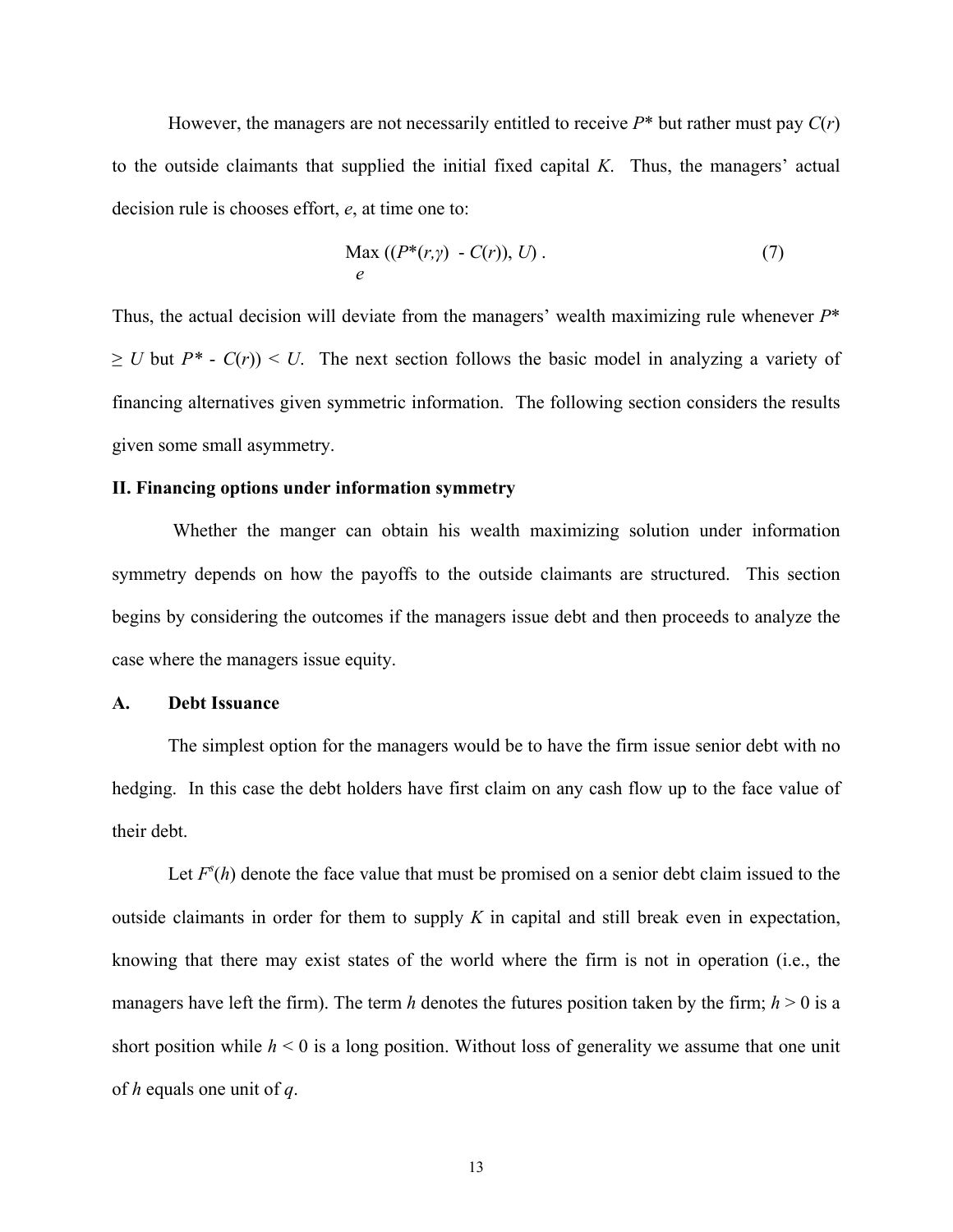However, the managers are not necessarily entitled to receive $P^*$ but rather must pay $C(r)$ to the outside claimants that supplied the initial fixed capital $K$. Thus, the managers' actual decision rule is chooses effort, $e$, at time one to:

$$\underset{e}{\text{Max}}\ ((P^*(r,\gamma)\ - C(r)), U)\ . \tag{7}$$

Thus, the actual decision will deviate from the managers' wealth maximizing rule whenever $P^* \geq U$ but $P^* - C(r)) < U$. The next section follows the basic model in analyzing a variety of financing alternatives given symmetric information. The following section considers the results given some small asymmetry.

## II. Financing options under information symmetry

Whether the manger can obtain his wealth maximizing solution under information symmetry depends on how the payoffs to the outside claimants are structured. This section begins by considering the outcomes if the managers issue debt and then proceeds to analyze the case where the managers issue equity.

### A. Debt Issuance

The simplest option for the managers would be to have the firm issue senior debt with no hedging. In this case the debt holders have first claim on any cash flow up to the face value of their debt.

Let $F^s(h)$ denote the face value that must be promised on a senior debt claim issued to the outside claimants in order for them to supply $K$ in capital and still break even in expectation, knowing that there may exist states of the world where the firm is not in operation (i.e., the managers have left the firm). The term $h$ denotes the futures position taken by the firm; $h > 0$ is a short position while $h < 0$ is a long position. Without loss of generality we assume that one unit of $h$ equals one unit of $q$.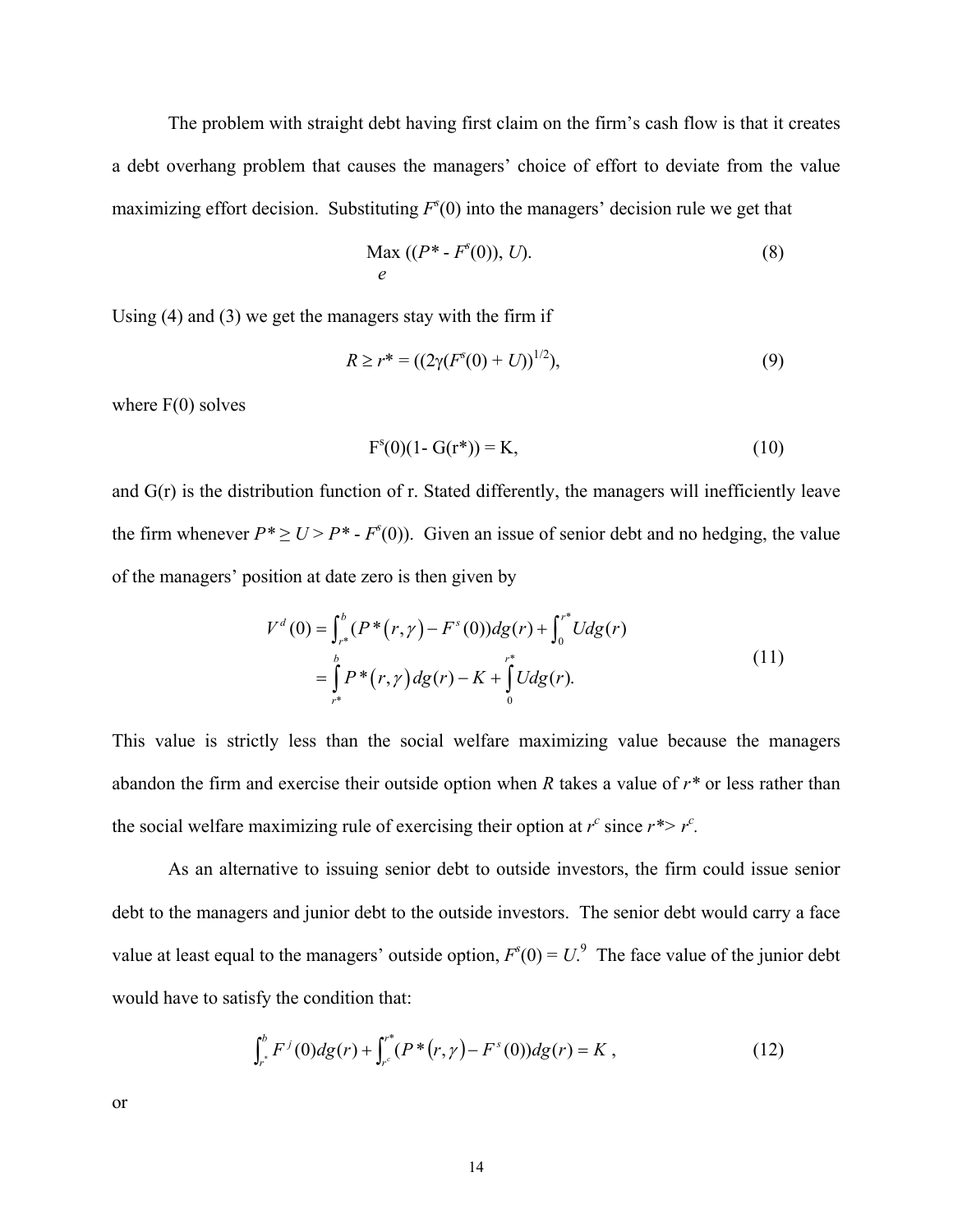The problem with straight debt having first claim on the firm's cash flow is that it creates a debt overhang problem that causes the managers' choice of effort to deviate from the value maximizing effort decision. Substituting $F^s(0)$ into the managers' decision rule we get that

$$\underset{e}{\text{Max}}\ ((P^* - F^s(0)), U). \tag{8}$$

Using (4) and (3) we get the managers stay with the firm if

$$R \geq r^* = ((2\gamma(F^s(0) + U))^{1/2}), \tag{9}$$

where F(0) solves

$$F^s(0)(1 - G(r^*)) = K, \tag{10}$$

and G(r) is the distribution function of r. Stated differently, the managers will inefficiently leave the firm whenever $P^* \geq U > P^* - F^s(0))$. Given an issue of senior debt and no hedging, the value of the managers' position at date zero is then given by

$$\begin{aligned} V^d(0) &= \int_{r^*}^{b} (P^*(r,\gamma) - F^s(0))dg(r) + \int_0^{r^*} U dg(r) \\ &= \int_{r^*}^{b} P^*(r,\gamma)\,dg(r) - K + \int_0^{r^*} U dg(r). \end{aligned} \tag{11}$$

This value is strictly less than the social welfare maximizing value because the managers abandon the firm and exercise their outside option when $R$ takes a value of $r^*$ or less rather than the social welfare maximizing rule of exercising their option at $r^c$ since $r^* > r^c$.

As an alternative to issuing senior debt to outside investors, the firm could issue senior debt to the managers and junior debt to the outside investors. The senior debt would carry a face value at least equal to the managers' outside option, $F^s(0) = U$.[9] The face value of the junior debt would have to satisfy the condition that:

$$\int_{r^*}^{b} F^j(0)dg(r) + \int_{r^c}^{r^*} (P^*(r,\gamma) - F^s(0))dg(r) = K\,, \tag{12}$$

or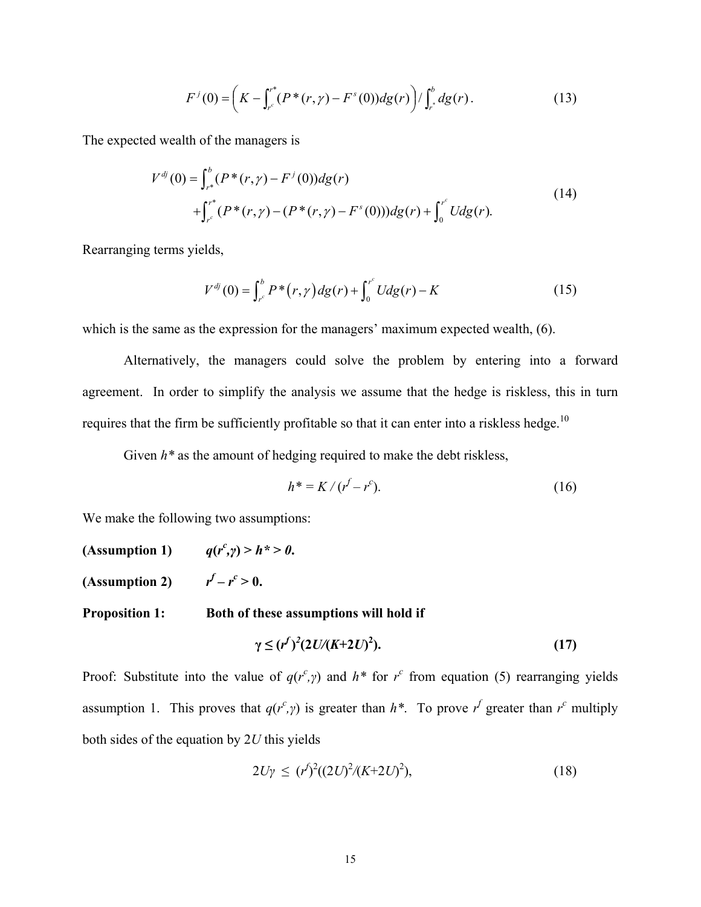$$F^{j}(0) = \left( K - \int_{r^c}^{r^*} (P^*(r,\gamma) - F^s(0)) dg(r) \right) / \int_{r^*}^{b} dg(r). \tag{13}$$

The expected wealth of the managers is

$$\begin{aligned} V^{dj}(0) = & \int_{r^*}^{b} (P^*(r,\gamma) - F^j(0)) dg(r) \\ & + \int_{r^c}^{r^*} (P^*(r,\gamma) - (P^*(r,\gamma) - F^s(0))) dg(r) + \int_0^{r^c} U dg(r). \end{aligned} \tag{14}$$

Rearranging terms yields,

$$V^{dj}(0) = \int_{r^c}^{b} P^*(r,\gamma) dg(r) + \int_0^{r^c} U dg(r) - K \tag{15}$$

which is the same as the expression for the managers' maximum expected wealth, (6).

Alternatively, the managers could solve the problem by entering into a forward agreement. In order to simplify the analysis we assume that the hedge is riskless, this in turn requires that the firm be sufficiently profitable so that it can enter into a riskless hedge.[10]

Given $h^*$ as the amount of hedging required to make the debt riskless,

$$h^* = K / (r^f - r^c). \tag{16}$$

We make the following two assumptions:

**(Assumption 1)** $\boldsymbol{q(r^c,\gamma) > h^* > 0}$.

**(Assumption 2)** $\boldsymbol{r^f - r^c > 0}$.

**Proposition 1:** **Both of these assumptions will hold if**

$$\boldsymbol{\gamma \leq (r^f)^2 (2U/(K+2U)^2).} \tag{17}$$

Proof: Substitute into the value of $q(r^c,\gamma)$ and $h^*$ for $r^c$ from equation (5) rearranging yields assumption 1. This proves that $q(r^c,\gamma)$ is greater than $h^*$. To prove $r^f$ greater than $r^c$ multiply both sides of the equation by $2U$ this yields

$$2U\gamma \leq (r^f)^2((2U)^2/(K+2U)^2), \tag{18}$$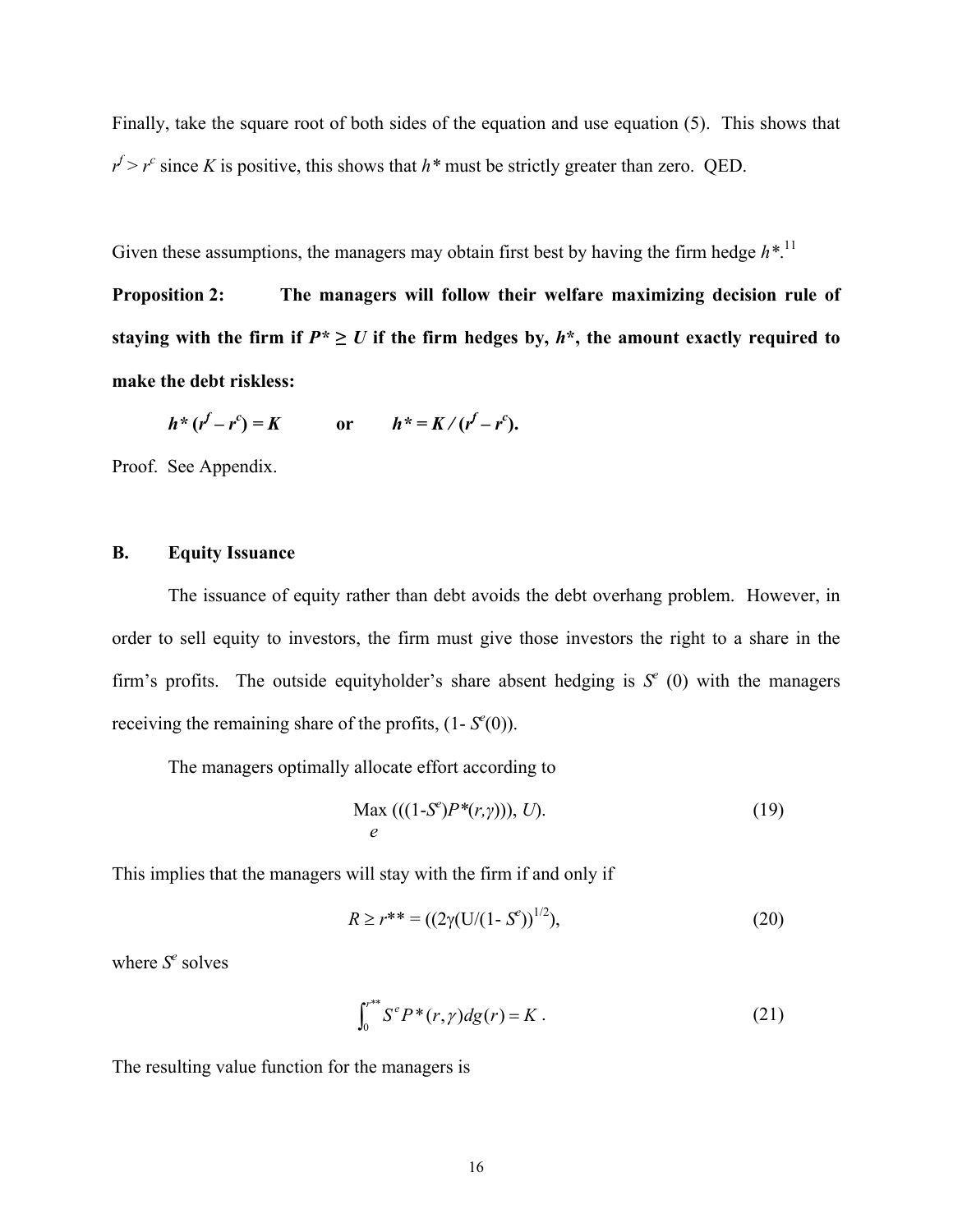Finally, take the square root of both sides of the equation and use equation (5). This shows that $r^f > r^c$ since $K$ is positive, this shows that $h^*$ must be strictly greater than zero. QED.

Given these assumptions, the managers may obtain first best by having the firm hedge $h^*$.[11]

**Proposition 2: The managers will follow their welfare maximizing decision rule of staying with the firm if $P^* \geq U$ if the firm hedges by, $h^*$, the amount exactly required to make the debt riskless:**

$$h^* (r^f - r^c) = K \qquad \text{or} \qquad h^* = K / (r^f - r^c).$$

Proof. See Appendix.

### B. Equity Issuance

The issuance of equity rather than debt avoids the debt overhang problem. However, in order to sell equity to investors, the firm must give those investors the right to a share in the firm's profits. The outside equityholder's share absent hedging is $S^e$ (0) with the managers receiving the remaining share of the profits, (1- $S^e$(0)).

The managers optimally allocate effort according to

$$\max_{e} (((1-S^e)P^*(r,\gamma))), U). \tag{19}$$

This implies that the managers will stay with the firm if and only if

$$R \geq r^{**} = ((2\gamma(U/(1-S^e))^{1/2}), \tag{20}$$

where $S^e$ solves

$$\int_0^{r^{**}} S^e P^*(r,\gamma) dg(r) = K. \tag{21}$$

The resulting value function for the managers is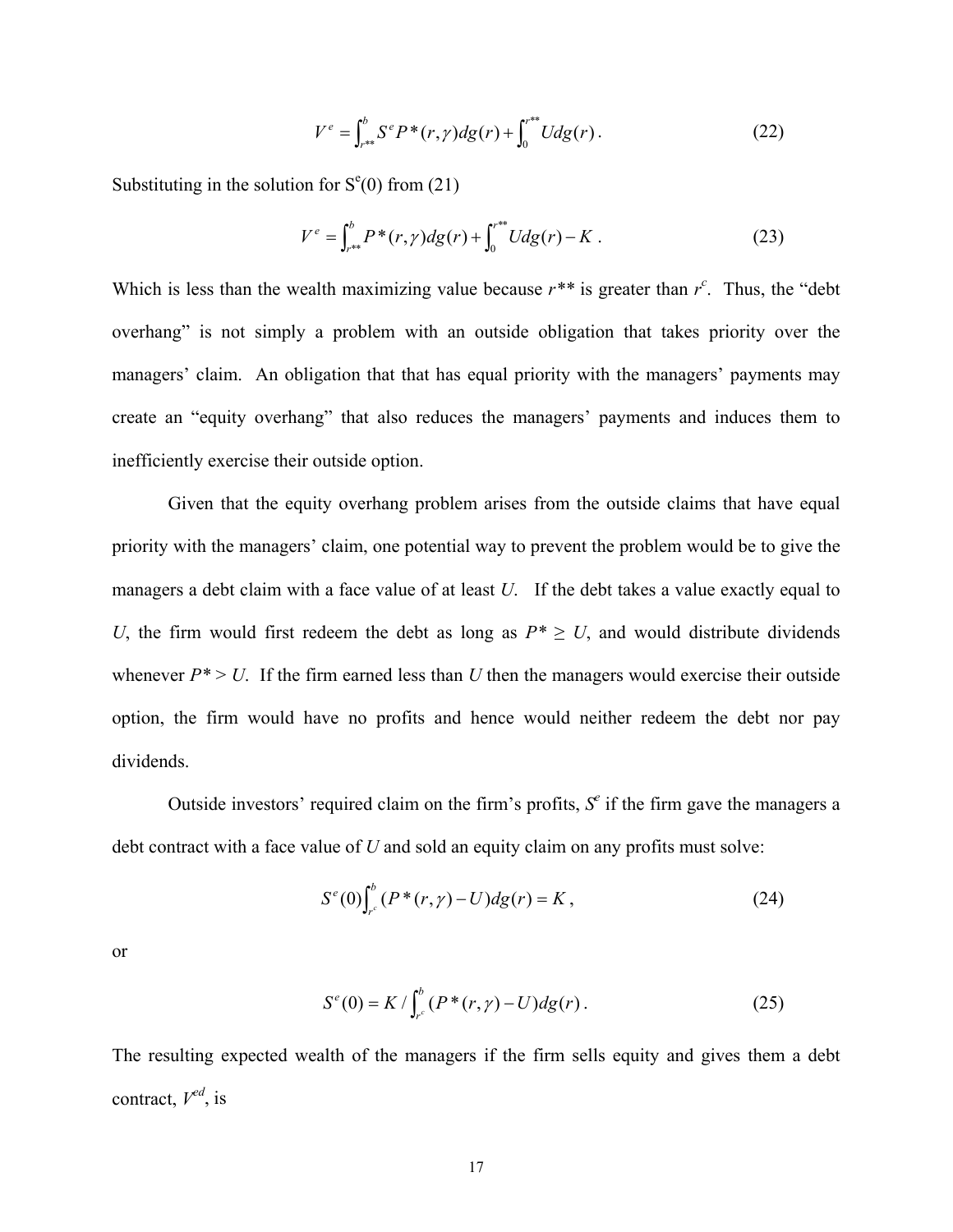$$V^e = \int_{r^{**}}^{b} S^e P^*(r,\gamma)dg(r) + \int_{0}^{r^{**}} U dg(r) . \tag{22}$$

Substituting in the solution for $S^e(0)$ from (21)

$$V^e = \int_{r^{**}}^{b} P^*(r,\gamma)dg(r) + \int_{0}^{r^{**}} U dg(r) - K . \tag{23}$$

Which is less than the wealth maximizing value because $r^{**}$ is greater than $r^c$. Thus, the "debt overhang" is not simply a problem with an outside obligation that takes priority over the managers' claim. An obligation that that has equal priority with the managers' payments may create an "equity overhang" that also reduces the managers' payments and induces them to inefficiently exercise their outside option.

Given that the equity overhang problem arises from the outside claims that have equal priority with the managers' claim, one potential way to prevent the problem would be to give the managers a debt claim with a face value of at least $U$. If the debt takes a value exactly equal to $U$, the firm would first redeem the debt as long as $P^* \geq U$, and would distribute dividends whenever $P^* > U$. If the firm earned less than $U$ then the managers would exercise their outside option, the firm would have no profits and hence would neither redeem the debt nor pay dividends.

Outside investors' required claim on the firm's profits, $S^e$ if the firm gave the managers a debt contract with a face value of $U$ and sold an equity claim on any profits must solve:

$$S^e(0)\int_{r^c}^{b} (P^*(r,\gamma) - U)dg(r) = K , \tag{24}$$

or

$$S^e(0) = K / \int_{r^c}^{b} (P^*(r,\gamma) - U)dg(r) . \tag{25}$$

The resulting expected wealth of the managers if the firm sells equity and gives them a debt contract, $V^{ed}$, is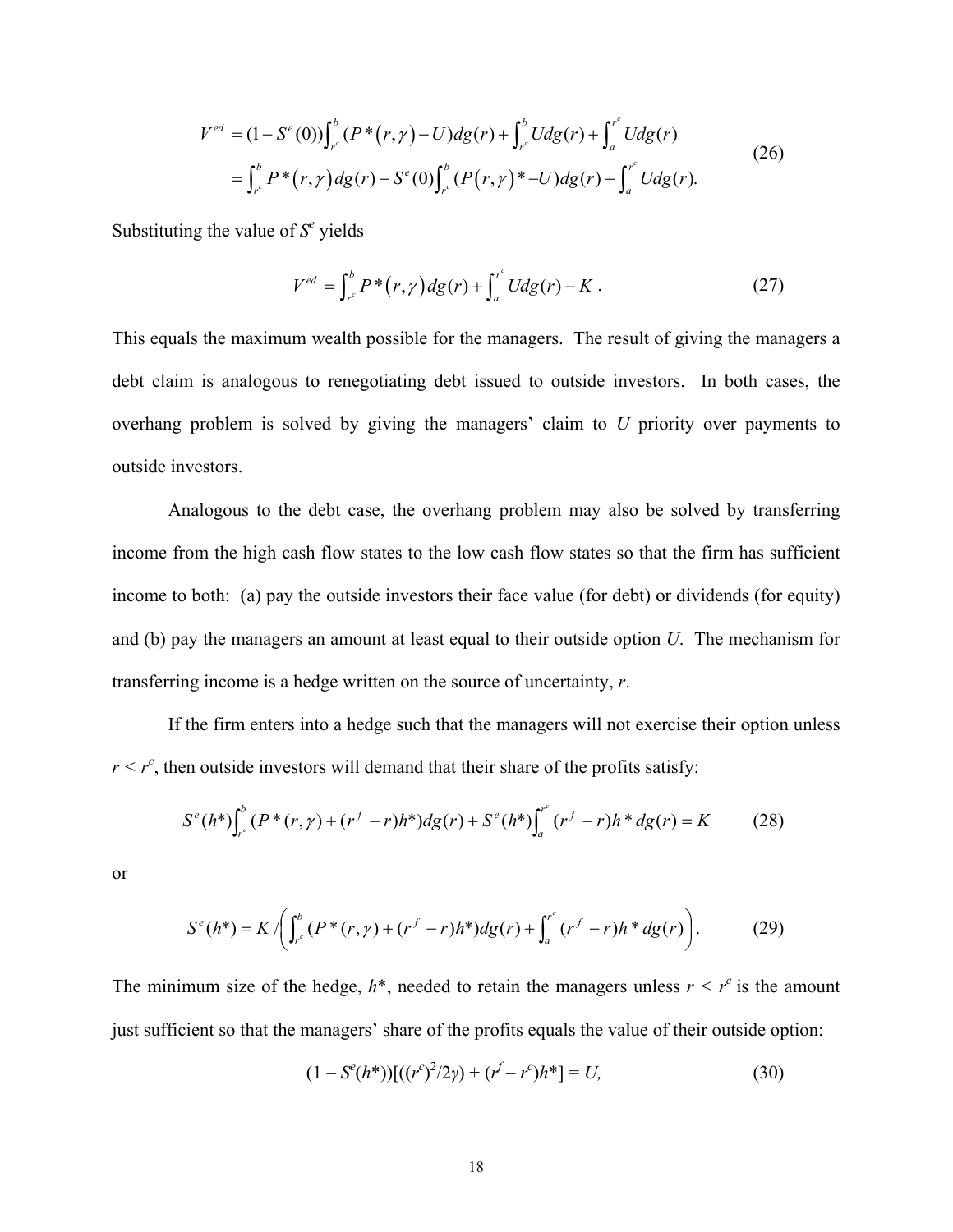$$
\begin{aligned}
V^{ed} &= (1 - S^e(0))\int_{r^c}^{b} (P^*(r,\gamma) - U)dg(r) + \int_{r^c}^{b} U dg(r) + \int_{a}^{r^c} U dg(r) \\
&= \int_{r^c}^{b} P^*(r,\gamma)\, dg(r) - S^e(0)\int_{r^c}^{b} (P(r,\gamma)^* - U)dg(r) + \int_{a}^{r^c} U dg(r).
\end{aligned}
\tag{26}
$$

Substituting the value of $S^e$ yields

$$
V^{ed} = \int_{r^c}^{b} P^*(r,\gamma)\, dg(r) + \int_{a}^{r^c} U dg(r) - K\ . \tag{27}
$$

This equals the maximum wealth possible for the managers. The result of giving the managers a debt claim is analogous to renegotiating debt issued to outside investors. In both cases, the overhang problem is solved by giving the managers' claim to $U$ priority over payments to outside investors.

Analogous to the debt case, the overhang problem may also be solved by transferring income from the high cash flow states to the low cash flow states so that the firm has sufficient income to both: (a) pay the outside investors their face value (for debt) or dividends (for equity) and (b) pay the managers an amount at least equal to their outside option $U$. The mechanism for transferring income is a hedge written on the source of uncertainty, $r$.

If the firm enters into a hedge such that the managers will not exercise their option unless $r < r^c$, then outside investors will demand that their share of the profits satisfy:

$$
S^e(h^*)\int_{r^c}^{b} (P^*(r,\gamma) + (r^f - r)h^*)dg(r) + S^e(h^*)\int_{a}^{r^c} (r^f - r)h^*\, dg(r) = K \tag{28}
$$

or

$$
S^e(h^*) = K \Big/ \left( \int_{r^c}^{b} (P^*(r,\gamma) + (r^f - r)h^*)dg(r) + \int_{a}^{r^c} (r^f - r)h^*\, dg(r) \right). \tag{29}
$$

The minimum size of the hedge, $h^*$, needed to retain the managers unless $r < r^c$ is the amount just sufficient so that the managers' share of the profits equals the value of their outside option:

$$
(1 - S^e(h^*))[((r^c)^2/2\gamma) + (r^f - r^c)h^*] = U, \tag{30}
$$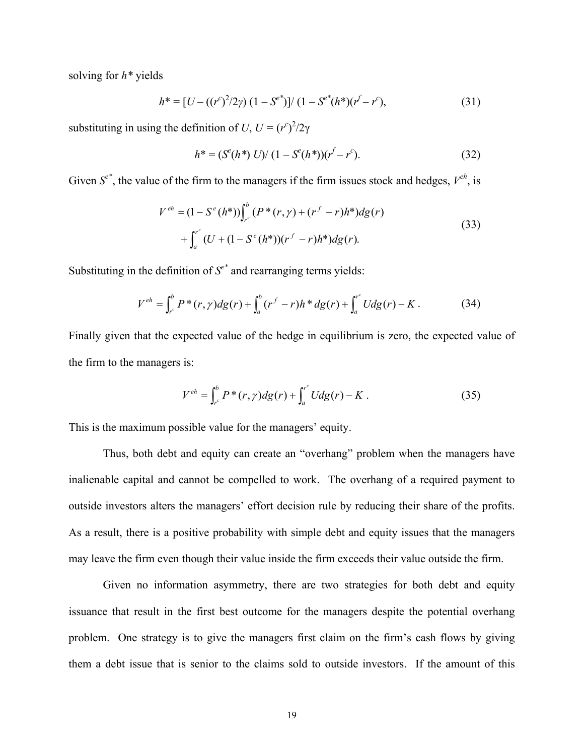solving for $h^*$ yields

$$h^* = [U - ((r^c)^2/2\gamma)\ (1 - S^{e*})]/\ (1 - S^{e*}(h^*)(r^f - r^c), \tag{31}$$

substituting in using the definition of $U$, $U = (r^c)^2/2\gamma$

$$h^* = (S^e(h^*)\ U)/\ (1 - S^e(h^*))(r^f - r^c). \tag{32}$$

Given $S^{e*}$, the value of the firm to the managers if the firm issues stock and hedges, $V^{eh}$, is

$$\begin{aligned} V^{eh} &= (1 - S^e(h^*))\int_{r^c}^{b} (P^*(r,\gamma) + (r^f - r)h^*)dg(r) \\ &\quad + \int_{a}^{r^c} (U + (1 - S^e(h^*))(r^f - r)h^*)dg(r). \end{aligned} \tag{33}$$

Substituting in the definition of $S^{e*}$ and rearranging terms yields:

$$V^{eh} = \int_{r^c}^{b} P^*(r,\gamma)dg(r) + \int_{a}^{b} (r^f - r)h^*dg(r) + \int_{a}^{r^c} Udg(r) - K\ . \tag{34}$$

Finally given that the expected value of the hedge in equilibrium is zero, the expected value of the firm to the managers is:

$$V^{eh} = \int_{r^c}^{b} P^*(r,\gamma)dg(r) + \int_{a}^{r^c} Udg(r) - K\ . \tag{35}$$

This is the maximum possible value for the managers' equity.

Thus, both debt and equity can create an "overhang" problem when the managers have inalienable capital and cannot be compelled to work. The overhang of a required payment to outside investors alters the managers' effort decision rule by reducing their share of the profits. As a result, there is a positive probability with simple debt and equity issues that the managers may leave the firm even though their value inside the firm exceeds their value outside the firm.

Given no information asymmetry, there are two strategies for both debt and equity issuance that result in the first best outcome for the managers despite the potential overhang problem. One strategy is to give the managers first claim on the firm's cash flows by giving them a debt issue that is senior to the claims sold to outside investors. If the amount of this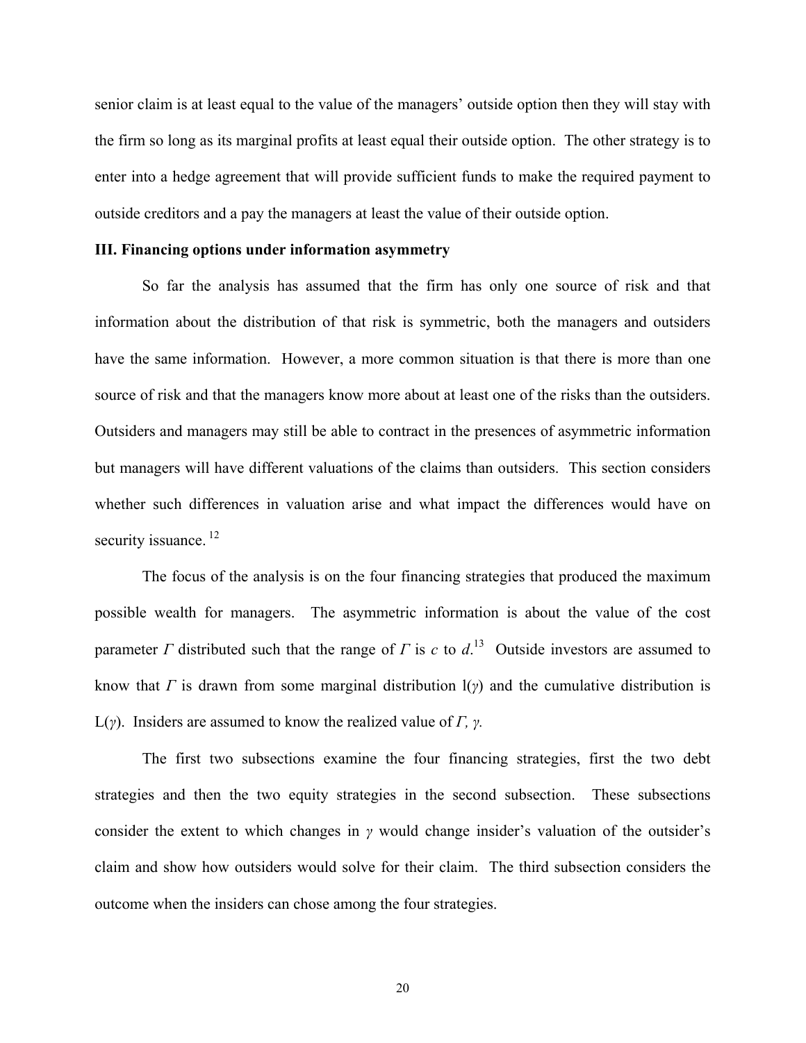senior claim is at least equal to the value of the managers' outside option then they will stay with the firm so long as its marginal profits at least equal their outside option. The other strategy is to enter into a hedge agreement that will provide sufficient funds to make the required payment to outside creditors and a pay the managers at least the value of their outside option.

### III. Financing options under information asymmetry

So far the analysis has assumed that the firm has only one source of risk and that information about the distribution of that risk is symmetric, both the managers and outsiders have the same information. However, a more common situation is that there is more than one source of risk and that the managers know more about at least one of the risks than the outsiders. Outsiders and managers may still be able to contract in the presences of asymmetric information but managers will have different valuations of the claims than outsiders. This section considers whether such differences in valuation arise and what impact the differences would have on security issuance.[12]

The focus of the analysis is on the four financing strategies that produced the maximum possible wealth for managers. The asymmetric information is about the value of the cost parameter $\Gamma$ distributed such that the range of $\Gamma$ is $c$ to $d$.[13] Outside investors are assumed to know that $\Gamma$ is drawn from some marginal distribution $l(\gamma)$ and the cumulative distribution is $L(\gamma)$. Insiders are assumed to know the realized value of $\Gamma$, $\gamma$.

The first two subsections examine the four financing strategies, first the two debt strategies and then the two equity strategies in the second subsection. These subsections consider the extent to which changes in $\gamma$ would change insider's valuation of the outsider's claim and show how outsiders would solve for their claim. The third subsection considers the outcome when the insiders can chose among the four strategies.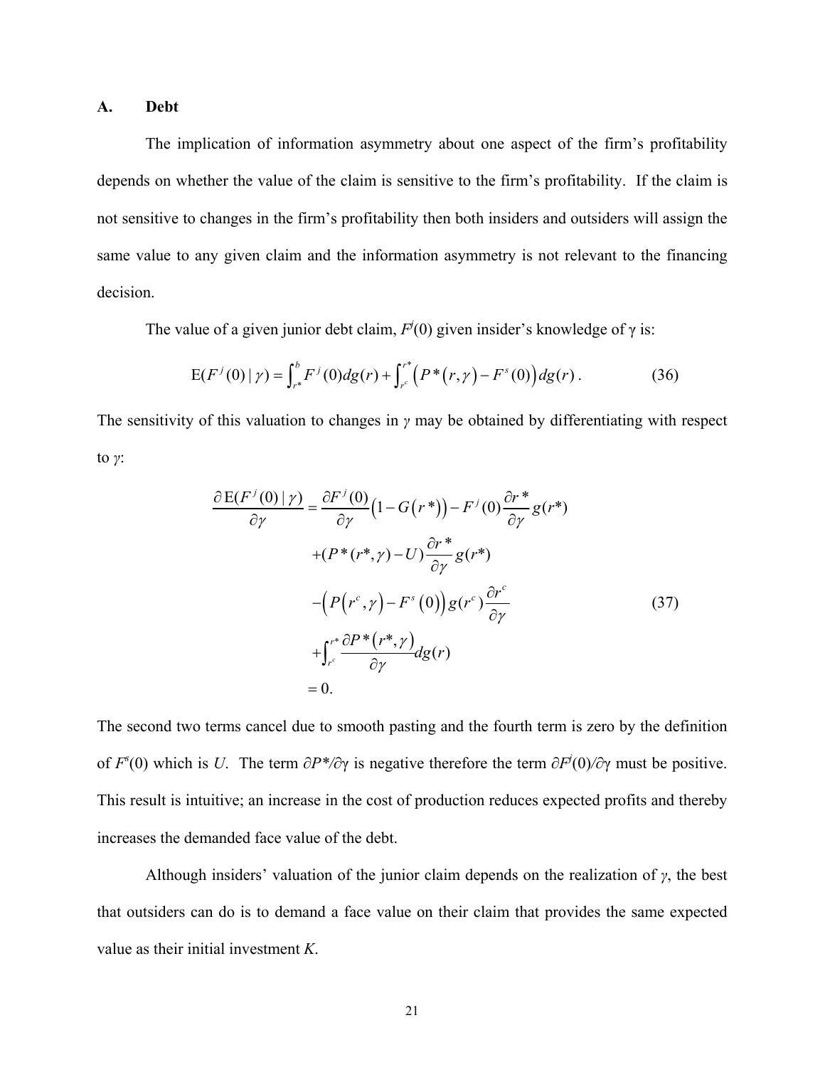### A. Debt

The implication of information asymmetry about one aspect of the firm's profitability depends on whether the value of the claim is sensitive to the firm's profitability. If the claim is not sensitive to changes in the firm's profitability then both insiders and outsiders will assign the same value to any given claim and the information asymmetry is not relevant to the financing decision.

The value of a given junior debt claim, $F^j(0)$ given insider's knowledge of γ is:

$$\mathrm{E}(F^j(0) \mid \gamma) = \int_{r^*}^{b} F^j(0) dg(r) + \int_{r^c}^{r^*} \left( P^*\left(r,\gamma\right) - F^s(0) \right) dg(r) . \tag{36}$$

The sensitivity of this valuation to changes in $\gamma$ may be obtained by differentiating with respect to $\gamma$:

$$\begin{aligned}
\frac{\partial\, \mathrm{E}(F^j(0) \mid \gamma)}{\partial \gamma} &= \frac{\partial F^j(0)}{\partial \gamma}\left(1 - G\left(r^*\right)\right) - F^j(0)\frac{\partial r^*}{\partial \gamma} g(r^*) \\
&\quad + (P^*(r^*,\gamma) - U)\frac{\partial r^*}{\partial \gamma} g(r^*) \\
&\quad - \left( P\left(r^c,\gamma\right) - F^s\left(0\right) \right) g(r^c) \frac{\partial r^c}{\partial \gamma} \\
&\quad + \int_{r^c}^{r^*} \frac{\partial P^*\left(r^*,\gamma\right)}{\partial \gamma} dg(r) \\
&= 0.
\end{aligned} \tag{37}$$

The second two terms cancel due to smooth pasting and the fourth term is zero by the definition of $F^s(0)$ which is $U$. The term $\partial P^*/\partial\gamma$ is negative therefore the term $\partial F^j(0)/\partial\gamma$ must be positive. This result is intuitive; an increase in the cost of production reduces expected profits and thereby increases the demanded face value of the debt.

Although insiders' valuation of the junior claim depends on the realization of $\gamma$, the best that outsiders can do is to demand a face value on their claim that provides the same expected value as their initial investment $K$.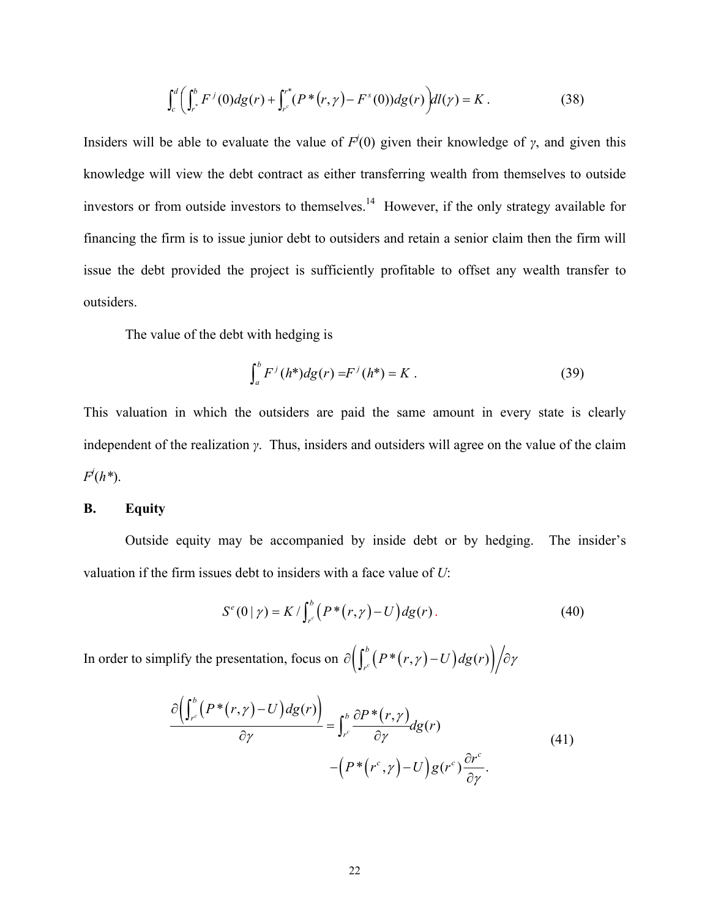$$\int_{c}^{d}\left(\int_{r^*}^{b}F^{j}(0)dg(r)+\int_{r^c}^{r^*}(P^*(r,\gamma)-F^{s}(0))dg(r)\right)dl(\gamma)=K\,. \tag{38}$$

Insiders will be able to evaluate the value of $F^j(0)$ given their knowledge of $\gamma$, and given this knowledge will view the debt contract as either transferring wealth from themselves to outside investors or from outside investors to themselves.[14] However, if the only strategy available for financing the firm is to issue junior debt to outsiders and retain a senior claim then the firm will issue the debt provided the project is sufficiently profitable to offset any wealth transfer to outsiders.

The value of the debt with hedging is

$$\int_{a}^{b}F^{j}(h^*)dg(r)=F^{j}(h^*)=K\,. \tag{39}$$

This valuation in which the outsiders are paid the same amount in every state is clearly independent of the realization $\gamma$. Thus, insiders and outsiders will agree on the value of the claim $F^j(h^*)$.

## B. Equity

Outside equity may be accompanied by inside debt or by hedging. The insider's valuation if the firm issues debt to insiders with a face value of $U$:

$$S^{e}(0\,|\,\gamma)=K\Big/\int_{r^c}^{b}\left(P^*(r,\gamma)-U\right)dg(r)\,. \tag{40}$$

In order to simplify the presentation, focus on $\partial\left(\int_{r^c}^{b}\left(P^*(r,\gamma)-U\right)dg(r)\right)\Big/\partial\gamma$

$$\begin{aligned}\frac{\partial\left(\int_{r^c}^{b}\left(P^*(r,\gamma)-U\right)dg(r)\right)}{\partial\gamma}&=\int_{r^c}^{b}\frac{\partial P^*(r,\gamma)}{\partial\gamma}dg(r)\\&\quad-\left(P^*(r^c,\gamma)-U\right)g(r^c)\frac{\partial r^c}{\partial\gamma}.\end{aligned} \tag{41}$$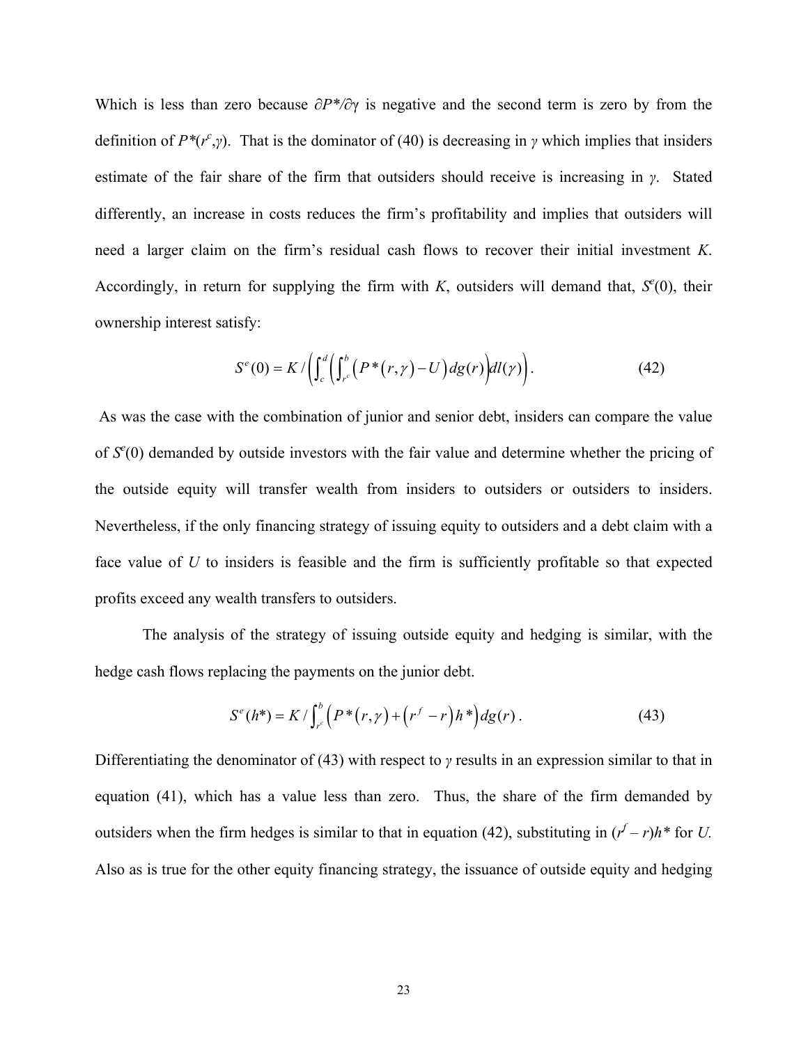Which is less than zero because $\partial P^*/\partial\gamma$ is negative and the second term is zero by from the definition of $P^*(r^c,\gamma)$. That is the dominator of (40) is decreasing in $\gamma$ which implies that insiders estimate of the fair share of the firm that outsiders should receive is increasing in $\gamma$. Stated differently, an increase in costs reduces the firm's profitability and implies that outsiders will need a larger claim on the firm's residual cash flows to recover their initial investment $K$. Accordingly, in return for supplying the firm with $K$, outsiders will demand that, $S^e(0)$, their ownership interest satisfy:

$$S^e(0) = K / \left( \int_c^d \left( \int_{r^c}^b \left( P^*(r,\gamma) - U \right) dg(r) \right) dl(\gamma) \right). \tag{42}$$

As was the case with the combination of junior and senior debt, insiders can compare the value of $S^e(0)$ demanded by outside investors with the fair value and determine whether the pricing of the outside equity will transfer wealth from insiders to outsiders or outsiders to insiders. Nevertheless, if the only financing strategy of issuing equity to outsiders and a debt claim with a face value of $U$ to insiders is feasible and the firm is sufficiently profitable so that expected profits exceed any wealth transfers to outsiders.

The analysis of the strategy of issuing outside equity and hedging is similar, with the hedge cash flows replacing the payments on the junior debt.

$$S^e(h^*) = K / \int_{r^c}^b \left( P^*(r,\gamma) + \left( r^f - r \right) h^* \right) dg(r). \tag{43}$$

Differentiating the denominator of (43) with respect to $\gamma$ results in an expression similar to that in equation (41), which has a value less than zero. Thus, the share of the firm demanded by outsiders when the firm hedges is similar to that in equation (42), substituting in $(r^f - r)h^*$ for $U$. Also as is true for the other equity financing strategy, the issuance of outside equity and hedging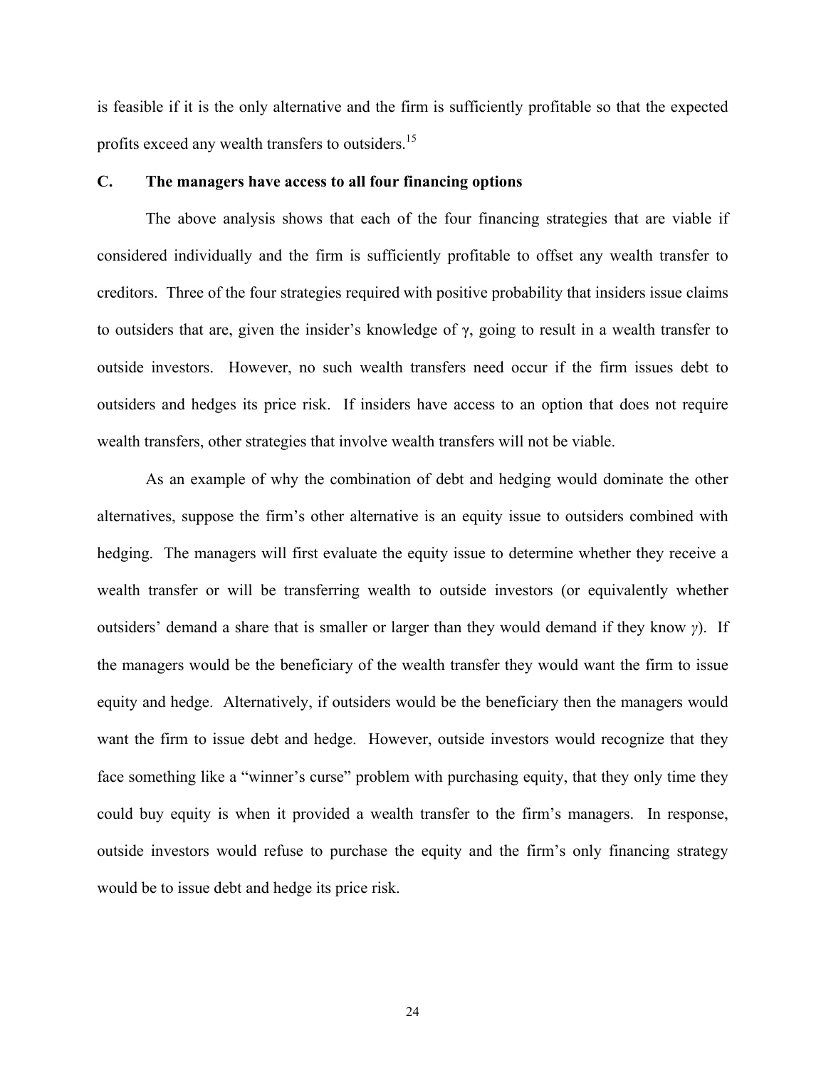is feasible if it is the only alternative and the firm is sufficiently profitable so that the expected profits exceed any wealth transfers to outsiders.[15]

### C. The managers have access to all four financing options

The above analysis shows that each of the four financing strategies that are viable if considered individually and the firm is sufficiently profitable to offset any wealth transfer to creditors. Three of the four strategies required with positive probability that insiders issue claims to outsiders that are, given the insider's knowledge of $\gamma$, going to result in a wealth transfer to outside investors. However, no such wealth transfers need occur if the firm issues debt to outsiders and hedges its price risk. If insiders have access to an option that does not require wealth transfers, other strategies that involve wealth transfers will not be viable.

As an example of why the combination of debt and hedging would dominate the other alternatives, suppose the firm's other alternative is an equity issue to outsiders combined with hedging. The managers will first evaluate the equity issue to determine whether they receive a wealth transfer or will be transferring wealth to outside investors (or equivalently whether outsiders' demand a share that is smaller or larger than they would demand if they know $\gamma$). If the managers would be the beneficiary of the wealth transfer they would want the firm to issue equity and hedge. Alternatively, if outsiders would be the beneficiary then the managers would want the firm to issue debt and hedge. However, outside investors would recognize that they face something like a "winner's curse" problem with purchasing equity, that they only time they could buy equity is when it provided a wealth transfer to the firm's managers. In response, outside investors would refuse to purchase the equity and the firm's only financing strategy would be to issue debt and hedge its price risk.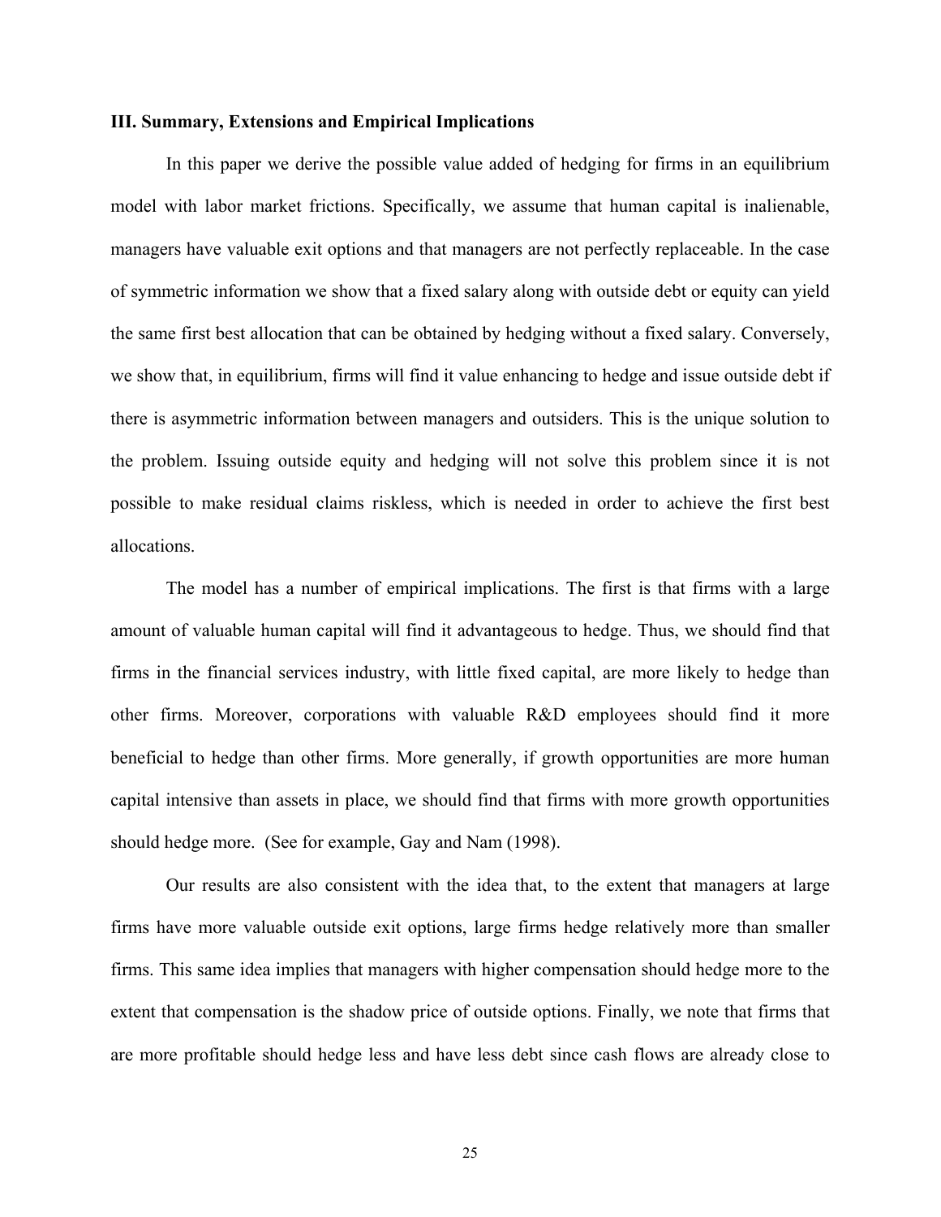### III. Summary, Extensions and Empirical Implications

In this paper we derive the possible value added of hedging for firms in an equilibrium model with labor market frictions. Specifically, we assume that human capital is inalienable, managers have valuable exit options and that managers are not perfectly replaceable. In the case of symmetric information we show that a fixed salary along with outside debt or equity can yield the same first best allocation that can be obtained by hedging without a fixed salary. Conversely, we show that, in equilibrium, firms will find it value enhancing to hedge and issue outside debt if there is asymmetric information between managers and outsiders. This is the unique solution to the problem. Issuing outside equity and hedging will not solve this problem since it is not possible to make residual claims riskless, which is needed in order to achieve the first best allocations.

The model has a number of empirical implications. The first is that firms with a large amount of valuable human capital will find it advantageous to hedge. Thus, we should find that firms in the financial services industry, with little fixed capital, are more likely to hedge than other firms. Moreover, corporations with valuable R&D employees should find it more beneficial to hedge than other firms. More generally, if growth opportunities are more human capital intensive than assets in place, we should find that firms with more growth opportunities should hedge more. (See for example, Gay and Nam (1998).

Our results are also consistent with the idea that, to the extent that managers at large firms have more valuable outside exit options, large firms hedge relatively more than smaller firms. This same idea implies that managers with higher compensation should hedge more to the extent that compensation is the shadow price of outside options. Finally, we note that firms that are more profitable should hedge less and have less debt since cash flows are already close to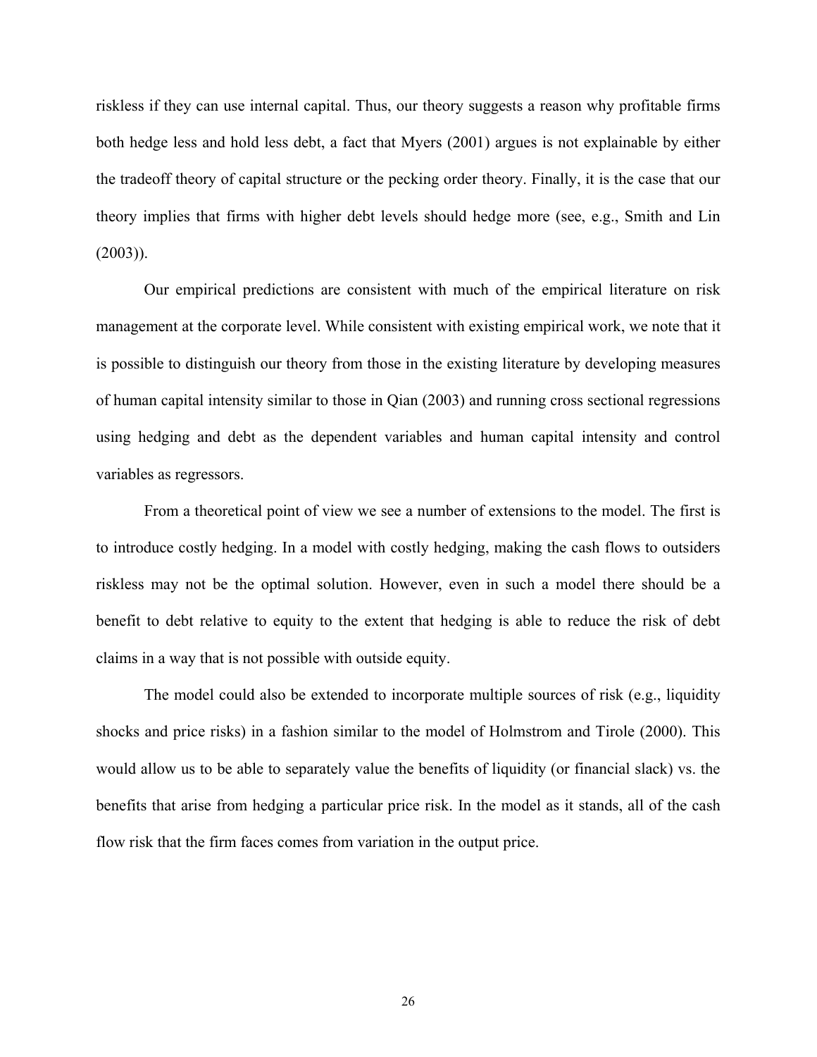riskless if they can use internal capital. Thus, our theory suggests a reason why profitable firms both hedge less and hold less debt, a fact that Myers (2001) argues is not explainable by either the tradeoff theory of capital structure or the pecking order theory. Finally, it is the case that our theory implies that firms with higher debt levels should hedge more (see, e.g., Smith and Lin (2003)).

Our empirical predictions are consistent with much of the empirical literature on risk management at the corporate level. While consistent with existing empirical work, we note that it is possible to distinguish our theory from those in the existing literature by developing measures of human capital intensity similar to those in Qian (2003) and running cross sectional regressions using hedging and debt as the dependent variables and human capital intensity and control variables as regressors.

From a theoretical point of view we see a number of extensions to the model. The first is to introduce costly hedging. In a model with costly hedging, making the cash flows to outsiders riskless may not be the optimal solution. However, even in such a model there should be a benefit to debt relative to equity to the extent that hedging is able to reduce the risk of debt claims in a way that is not possible with outside equity.

The model could also be extended to incorporate multiple sources of risk (e.g., liquidity shocks and price risks) in a fashion similar to the model of Holmstrom and Tirole (2000). This would allow us to be able to separately value the benefits of liquidity (or financial slack) vs. the benefits that arise from hedging a particular price risk. In the model as it stands, all of the cash flow risk that the firm faces comes from variation in the output price.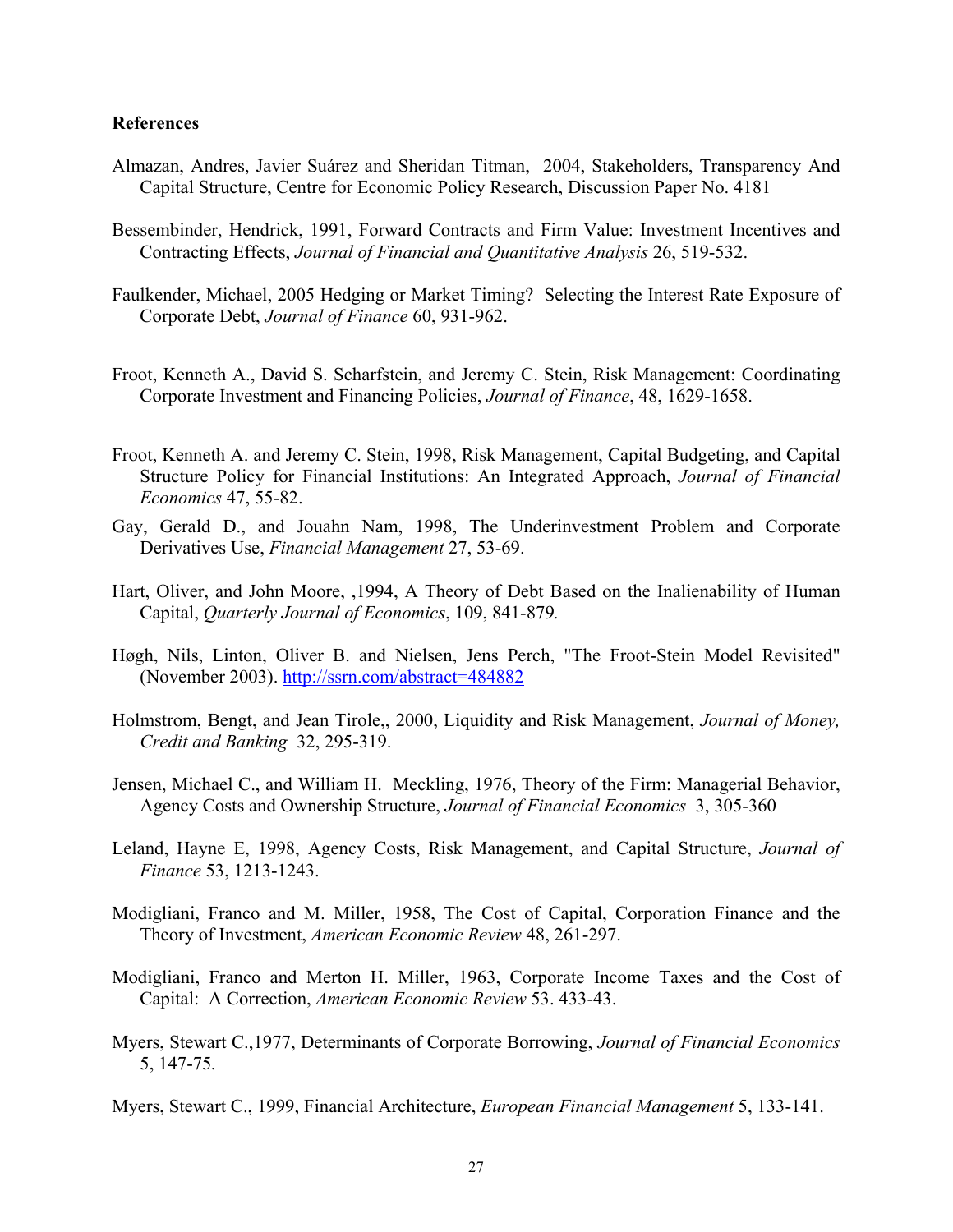**References**

Almazan, Andres, Javier Suárez and Sheridan Titman, 2004, Stakeholders, Transparency And Capital Structure, Centre for Economic Policy Research, Discussion Paper No. 4181

Bessembinder, Hendrick, 1991, Forward Contracts and Firm Value: Investment Incentives and Contracting Effects, *Journal of Financial and Quantitative Analysis* 26, 519-532.

Faulkender, Michael, 2005 Hedging or Market Timing? Selecting the Interest Rate Exposure of Corporate Debt, *Journal of Finance* 60, 931-962.

Froot, Kenneth A., David S. Scharfstein, and Jeremy C. Stein, Risk Management: Coordinating Corporate Investment and Financing Policies, *Journal of Finance*, 48, 1629-1658.

Froot, Kenneth A. and Jeremy C. Stein, 1998, Risk Management, Capital Budgeting, and Capital Structure Policy for Financial Institutions: An Integrated Approach, *Journal of Financial Economics* 47, 55-82.

Gay, Gerald D., and Jouahn Nam, 1998, The Underinvestment Problem and Corporate Derivatives Use, *Financial Management* 27, 53-69.

Hart, Oliver, and John Moore, ,1994, A Theory of Debt Based on the Inalienability of Human Capital, *Quarterly Journal of Economics*, 109, 841-879.

Høgh, Nils, Linton, Oliver B. and Nielsen, Jens Perch, "The Froot-Stein Model Revisited" (November 2003). http://ssrn.com/abstract=484882

Holmstrom, Bengt, and Jean Tirole,, 2000, Liquidity and Risk Management, *Journal of Money, Credit and Banking* 32, 295-319.

Jensen, Michael C., and William H. Meckling, 1976, Theory of the Firm: Managerial Behavior, Agency Costs and Ownership Structure, *Journal of Financial Economics* 3, 305-360

Leland, Hayne E, 1998, Agency Costs, Risk Management, and Capital Structure, *Journal of Finance* 53, 1213-1243.

Modigliani, Franco and M. Miller, 1958, The Cost of Capital, Corporation Finance and the Theory of Investment, *American Economic Review* 48, 261-297.

Modigliani, Franco and Merton H. Miller, 1963, Corporate Income Taxes and the Cost of Capital: A Correction, *American Economic Review* 53. 433-43.

Myers, Stewart C.,1977, Determinants of Corporate Borrowing, *Journal of Financial Economics* 5, 147-75.

Myers, Stewart C., 1999, Financial Architecture, *European Financial Management* 5, 133-141.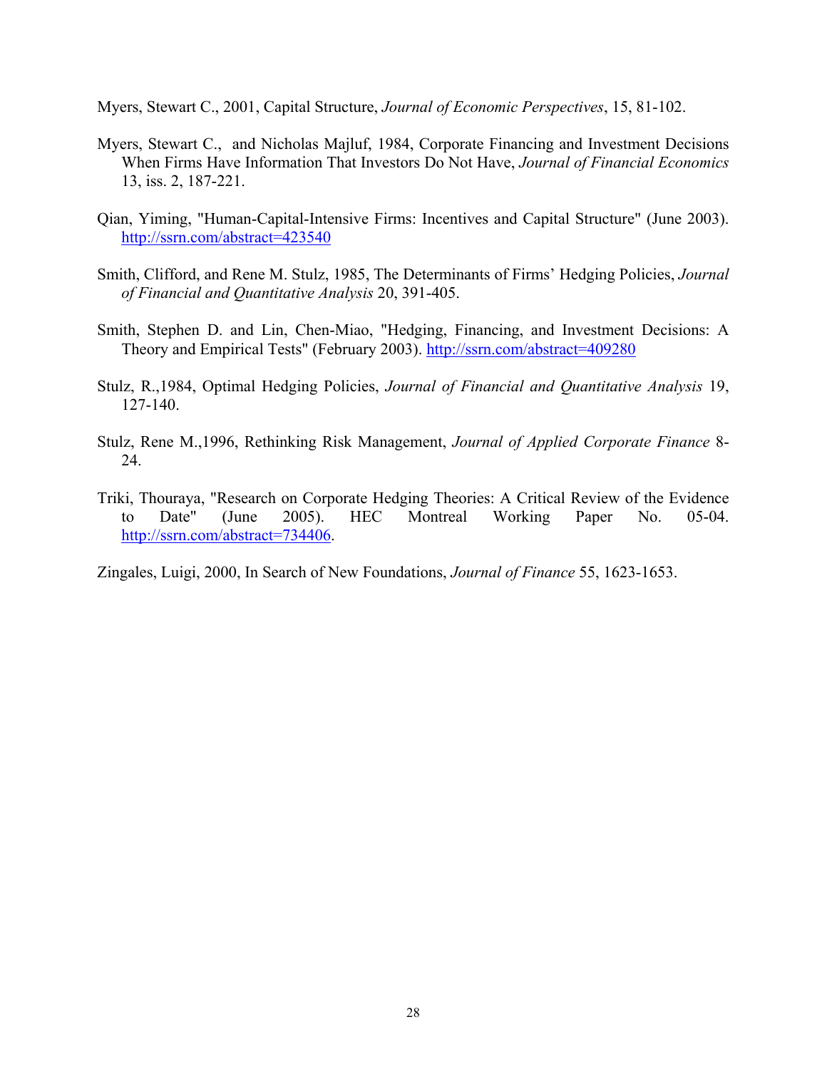Myers, Stewart C., 2001, Capital Structure, *Journal of Economic Perspectives*, 15, 81-102.

Myers, Stewart C., and Nicholas Majluf, 1984, Corporate Financing and Investment Decisions When Firms Have Information That Investors Do Not Have, *Journal of Financial Economics* 13, iss. 2, 187-221.

Qian, Yiming, "Human-Capital-Intensive Firms: Incentives and Capital Structure" (June 2003). http://ssrn.com/abstract=423540

Smith, Clifford, and Rene M. Stulz, 1985, The Determinants of Firms' Hedging Policies, *Journal of Financial and Quantitative Analysis* 20, 391-405.

Smith, Stephen D. and Lin, Chen-Miao, "Hedging, Financing, and Investment Decisions: A Theory and Empirical Tests" (February 2003). http://ssrn.com/abstract=409280

Stulz, R.,1984, Optimal Hedging Policies, *Journal of Financial and Quantitative Analysis* 19, 127-140.

Stulz, Rene M.,1996, Rethinking Risk Management, *Journal of Applied Corporate Finance* 8-24.

Triki, Thouraya, "Research on Corporate Hedging Theories: A Critical Review of the Evidence to Date" (June 2005). HEC Montreal Working Paper No. 05-04. http://ssrn.com/abstract=734406.

Zingales, Luigi, 2000, In Search of New Foundations, *Journal of Finance* 55, 1623-1653.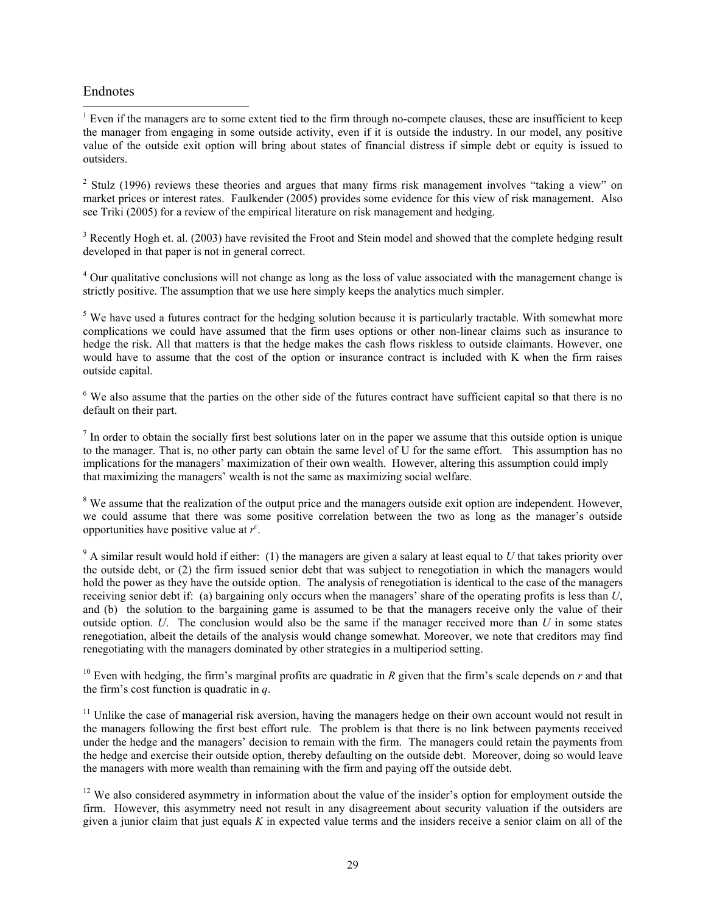## Endnotes

[1] Even if the managers are to some extent tied to the firm through no-compete clauses, these are insufficient to keep the manager from engaging in some outside activity, even if it is outside the industry. In our model, any positive value of the outside exit option will bring about states of financial distress if simple debt or equity is issued to outsiders.

[2] Stulz (1996) reviews these theories and argues that many firms risk management involves "taking a view" on market prices or interest rates. Faulkender (2005) provides some evidence for this view of risk management. Also see Triki (2005) for a review of the empirical literature on risk management and hedging.

[3] Recently Hogh et. al. (2003) have revisited the Froot and Stein model and showed that the complete hedging result developed in that paper is not in general correct.

[4] Our qualitative conclusions will not change as long as the loss of value associated with the management change is strictly positive. The assumption that we use here simply keeps the analytics much simpler.

[5] We have used a futures contract for the hedging solution because it is particularly tractable. With somewhat more complications we could have assumed that the firm uses options or other non-linear claims such as insurance to hedge the risk. All that matters is that the hedge makes the cash flows riskless to outside claimants. However, one would have to assume that the cost of the option or insurance contract is included with K when the firm raises outside capital.

[6] We also assume that the parties on the other side of the futures contract have sufficient capital so that there is no default on their part.

[7] In order to obtain the socially first best solutions later on in the paper we assume that this outside option is unique to the manager. That is, no other party can obtain the same level of U for the same effort. This assumption has no implications for the managers' maximization of their own wealth. However, altering this assumption could imply that maximizing the managers' wealth is not the same as maximizing social welfare.

[8] We assume that the realization of the output price and the managers outside exit option are independent. However, we could assume that there was some positive correlation between the two as long as the manager's outside opportunities have positive value at $r^c$.

[9] A similar result would hold if either: (1) the managers are given a salary at least equal to *U* that takes priority over the outside debt, or (2) the firm issued senior debt that was subject to renegotiation in which the managers would hold the power as they have the outside option. The analysis of renegotiation is identical to the case of the managers receiving senior debt if: (a) bargaining only occurs when the managers' share of the operating profits is less than *U*, and (b) the solution to the bargaining game is assumed to be that the managers receive only the value of their outside option. *U*. The conclusion would also be the same if the manager received more than *U* in some states renegotiation, albeit the details of the analysis would change somewhat. Moreover, we note that creditors may find renegotiating with the managers dominated by other strategies in a multiperiod setting.

[10] Even with hedging, the firm's marginal profits are quadratic in *R* given that the firm's scale depends on *r* and that the firm's cost function is quadratic in *q*.

[11] Unlike the case of managerial risk aversion, having the managers hedge on their own account would not result in the managers following the first best effort rule. The problem is that there is no link between payments received under the hedge and the managers' decision to remain with the firm. The managers could retain the payments from the hedge and exercise their outside option, thereby defaulting on the outside debt. Moreover, doing so would leave the managers with more wealth than remaining with the firm and paying off the outside debt.

[12] We also considered asymmetry in information about the value of the insider's option for employment outside the firm. However, this asymmetry need not result in any disagreement about security valuation if the outsiders are given a junior claim that just equals *K* in expected value terms and the insiders receive a senior claim on all of the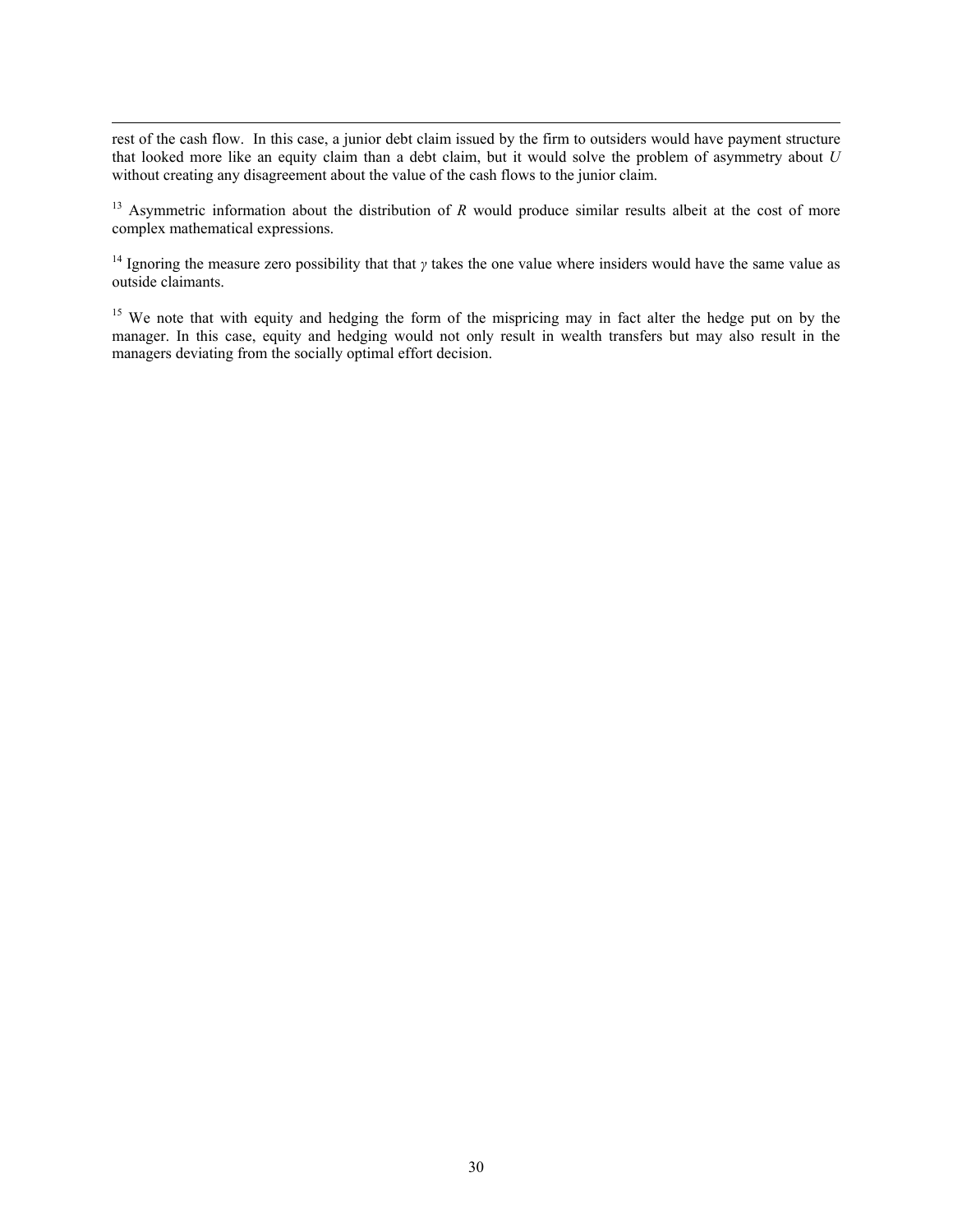rest of the cash flow. In this case, a junior debt claim issued by the firm to outsiders would have payment structure that looked more like an equity claim than a debt claim, but it would solve the problem of asymmetry about $U$ without creating any disagreement about the value of the cash flows to the junior claim.

[13] Asymmetric information about the distribution of $R$ would produce similar results albeit at the cost of more complex mathematical expressions.

[14] Ignoring the measure zero possibility that that $\gamma$ takes the one value where insiders would have the same value as outside claimants.

[15] We note that with equity and hedging the form of the mispricing may in fact alter the hedge put on by the manager. In this case, equity and hedging would not only result in wealth transfers but may also result in the managers deviating from the socially optimal effort decision.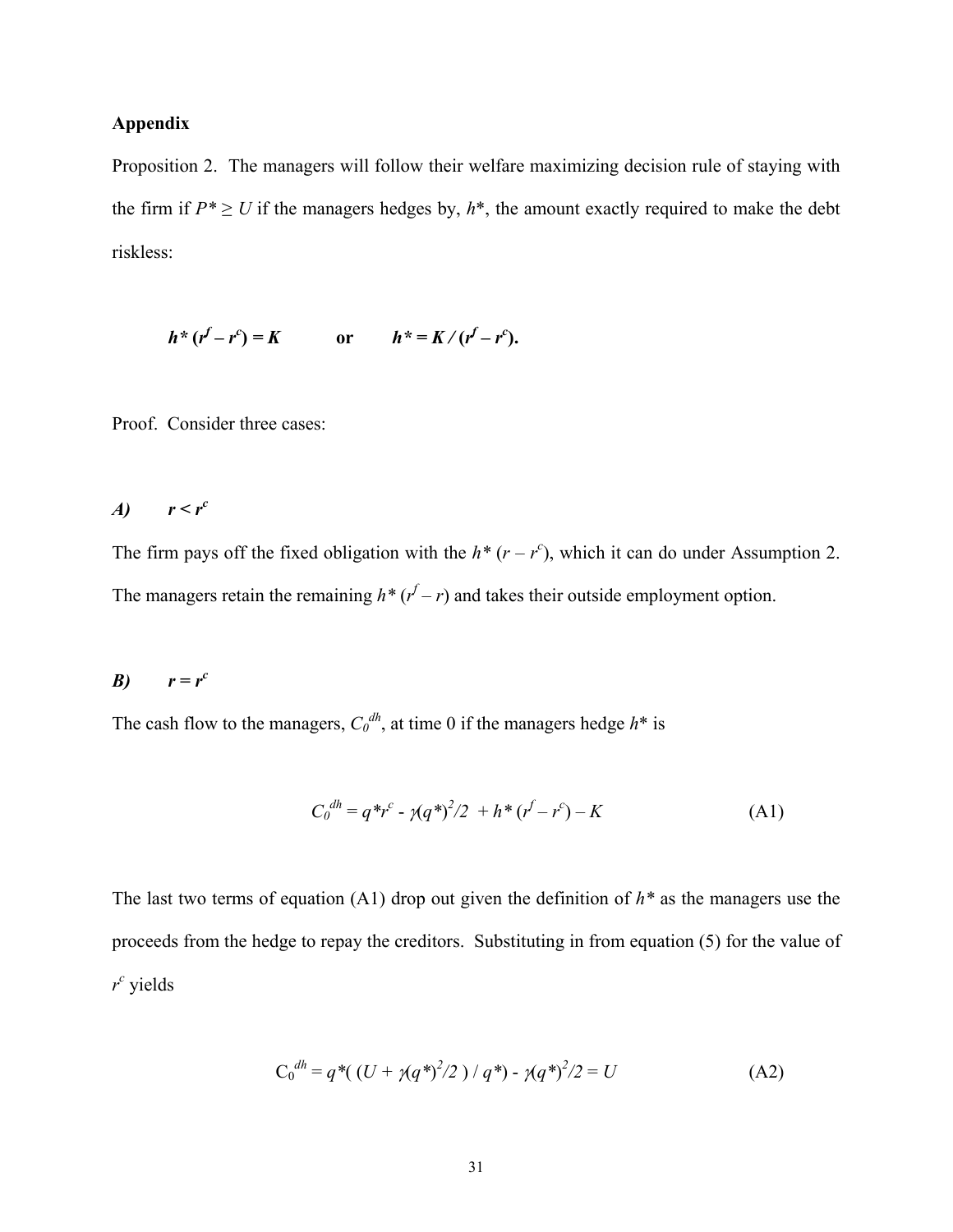**Appendix**

Proposition 2. The managers will follow their welfare maximizing decision rule of staying with the firm if $P^* \geq U$ if the managers hedges by, $h^*$, the amount exactly required to make the debt riskless:

$$\boldsymbol{h^* (r^f - r^c) = K \qquad \text{or} \qquad h^* = K / (r^f - r^c).}$$

Proof. Consider three cases:

***A)*** $\boldsymbol{r < r^c}$

The firm pays off the fixed obligation with the $h^* (r - r^c)$, which it can do under Assumption 2. The managers retain the remaining $h^* (r^f - r)$ and takes their outside employment option.

***B)*** $\boldsymbol{r = r^c}$

The cash flow to the managers, $C_0^{dh}$, at time 0 if the managers hedge $h^*$ is

$$C_0^{dh} = q^* r^c - \gamma(q^*)^2/2 + h^* (r^f - r^c) - K \tag{A1}$$

The last two terms of equation (A1) drop out given the definition of $h^*$ as the managers use the proceeds from the hedge to repay the creditors. Substituting in from equation (5) for the value of $r^c$ yields

$$C_0^{dh} = q^*( (U + \gamma(q^*)^2/2 ) / q^*) - \gamma(q^*)^2/2 = U \tag{A2}$$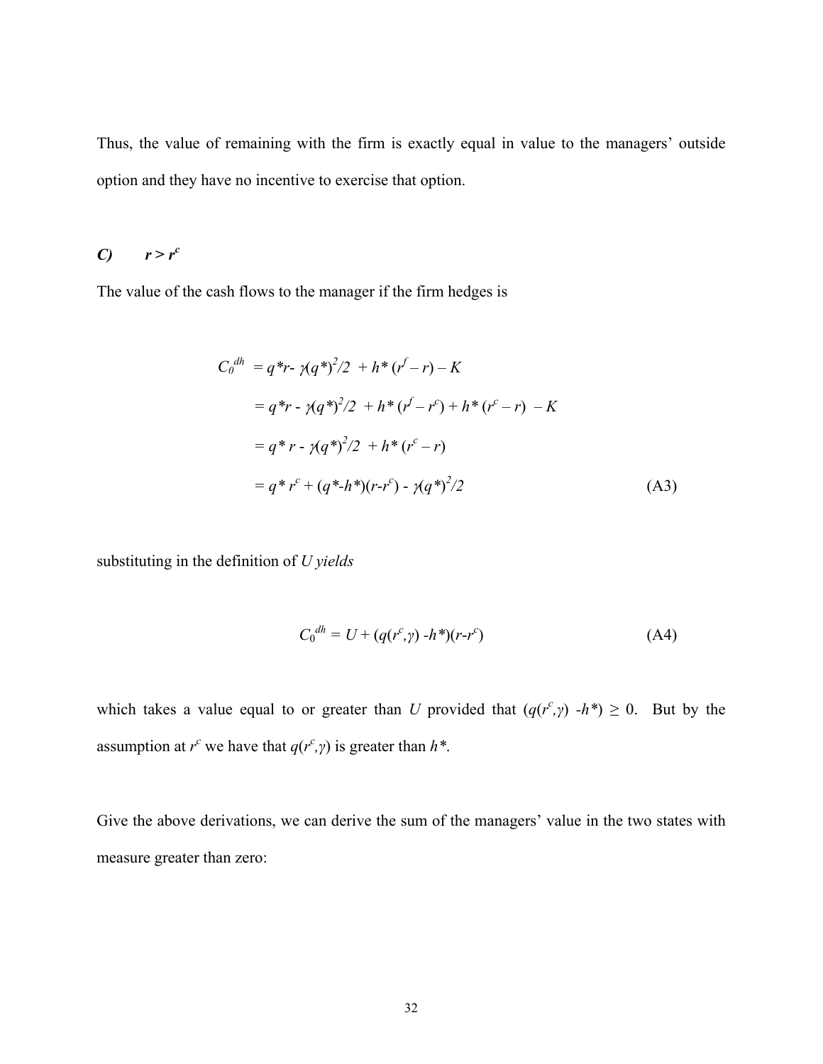Thus, the value of remaining with the firm is exactly equal in value to the managers' outside option and they have no incentive to exercise that option.

### *C)* $r > r^c$

The value of the cash flows to the manager if the firm hedges is

$$
\begin{aligned}
C_0^{dh} &= q^*r - \gamma(q^*)^2/2 + h^*(r^f - r) - K \\
&= q^*r - \gamma(q^*)^2/2 + h^*(r^f - r^c) + h^*(r^c - r) - K \\
&= q^*r - \gamma(q^*)^2/2 + h^*(r^c - r) \\
&= q^*r^c + (q^* - h^*)(r - r^c) - \gamma(q^*)^2/2 \qquad \text{(A3)}
\end{aligned}
$$

substituting in the definition of *U yields*

$$
C_0^{dh} = U + (q(r^c,\gamma) - h^*)(r - r^c) \qquad \text{(A4)}
$$

which takes a value equal to or greater than $U$ provided that $(q(r^c,\gamma) - h^*) \geq 0$. But by the assumption at $r^c$ we have that $q(r^c,\gamma)$ is greater than $h^*$.

Give the above derivations, we can derive the sum of the managers' value in the two states with measure greater than zero: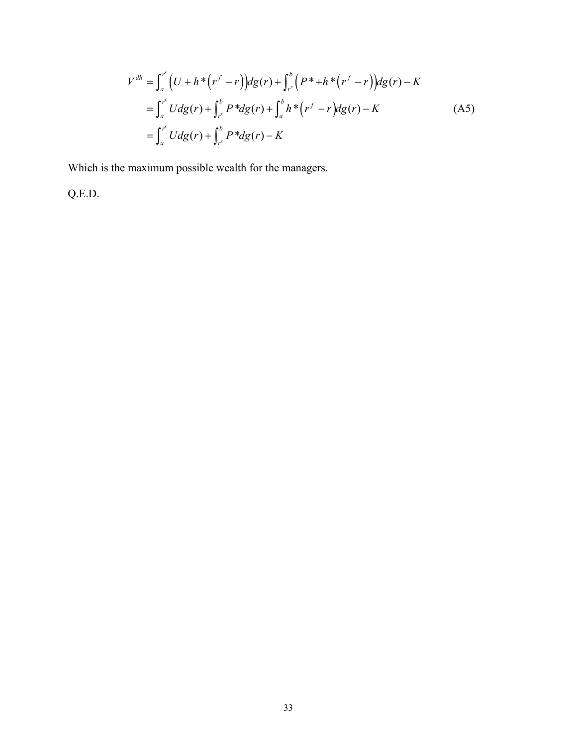$$
\begin{aligned}
V^{dh} &= \int_a^{r^c} \left(U + h^*\left(r^f - r\right)\right) dg(r) + \int_{r^c}^{b} \left(P^* + h^*\left(r^f - r\right)\right) dg(r) - K \\
&= \int_a^{r^c} U dg(r) + \int_{r^c}^{b} P^* dg(r) + \int_a^{b} h^*\left(r^f - r\right) dg(r) - K \qquad \text{(A5)} \\
&= \int_a^{r^c} U dg(r) + \int_{r^c}^{b} P^* dg(r) - K
\end{aligned}
$$

Which is the maximum possible wealth for the managers.

Q.E.D.